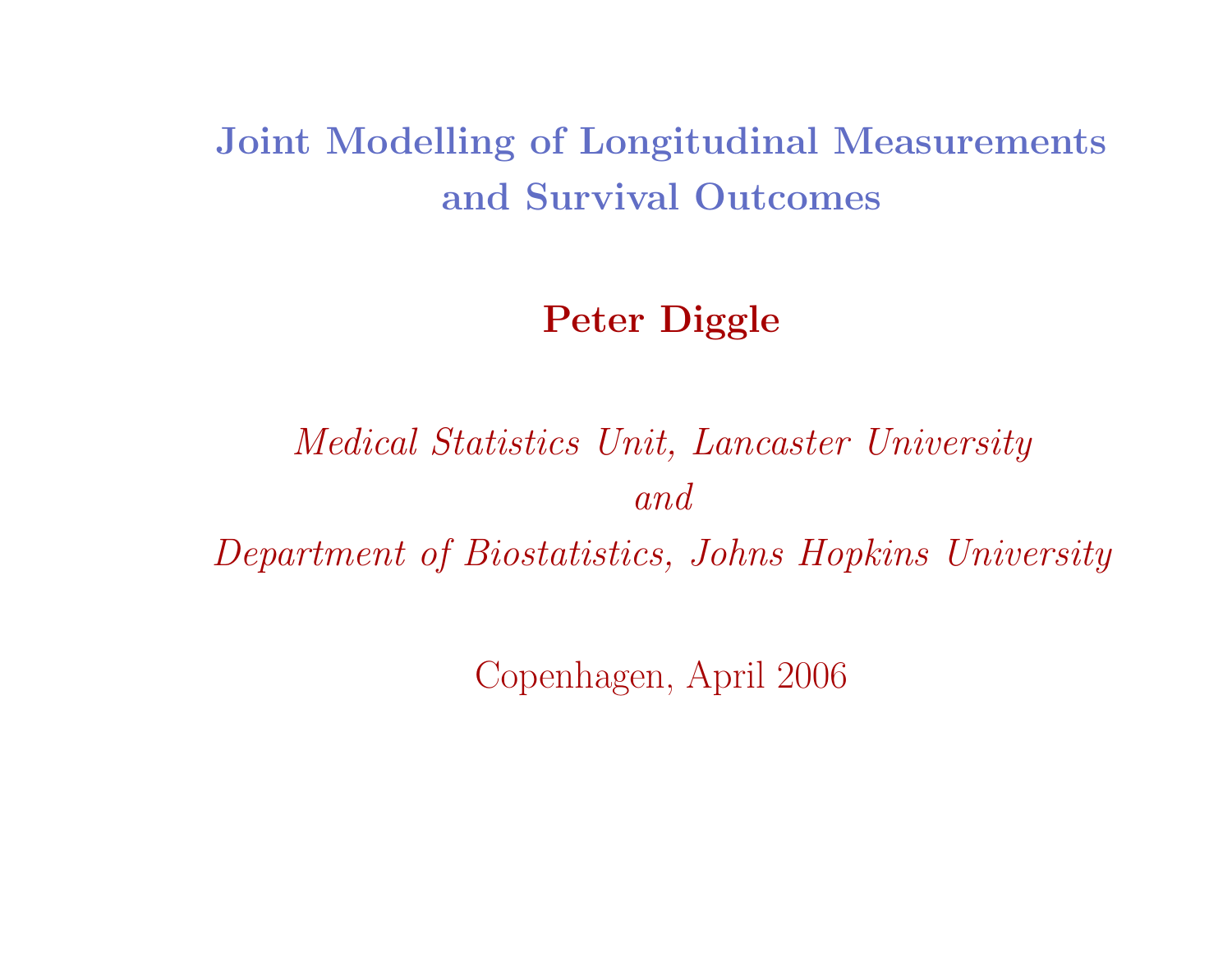# Joint Modelling of Longitudinal Measurements and Survival Outcomes

**Peter Diggle**

*Medical Statistics Unit, Lancaster University*
*and*
*Department of Biostatistics, Johns Hopkins University*

Copenhagen, April 2006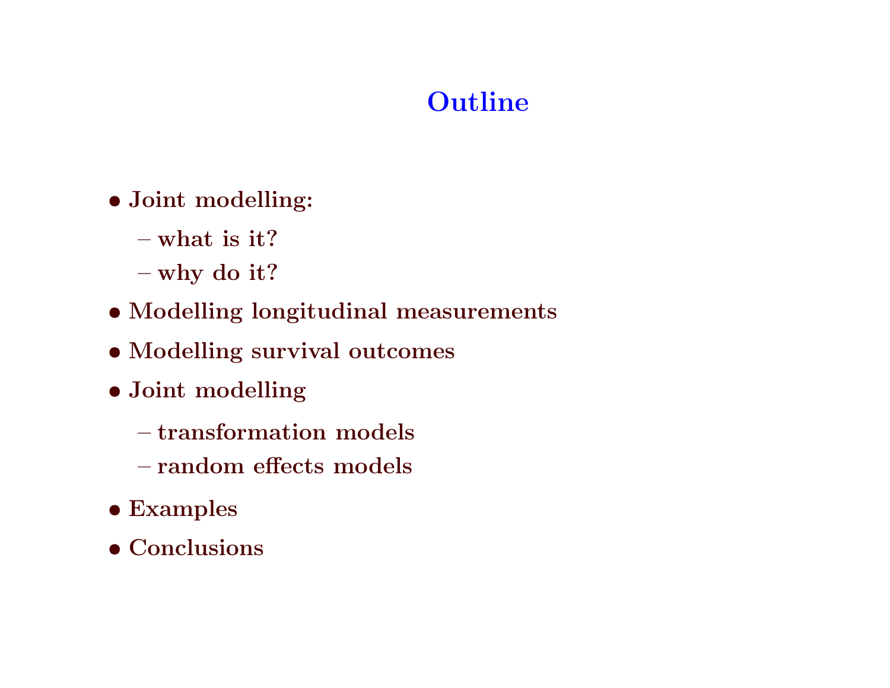# Outline

- **Joint modelling:**
  - **what is it?**
  - **why do it?**
- **Modelling longitudinal measurements**
- **Modelling survival outcomes**
- **Joint modelling**
  - **transformation models**
  - **random effects models**
- **Examples**
- **Conclusions**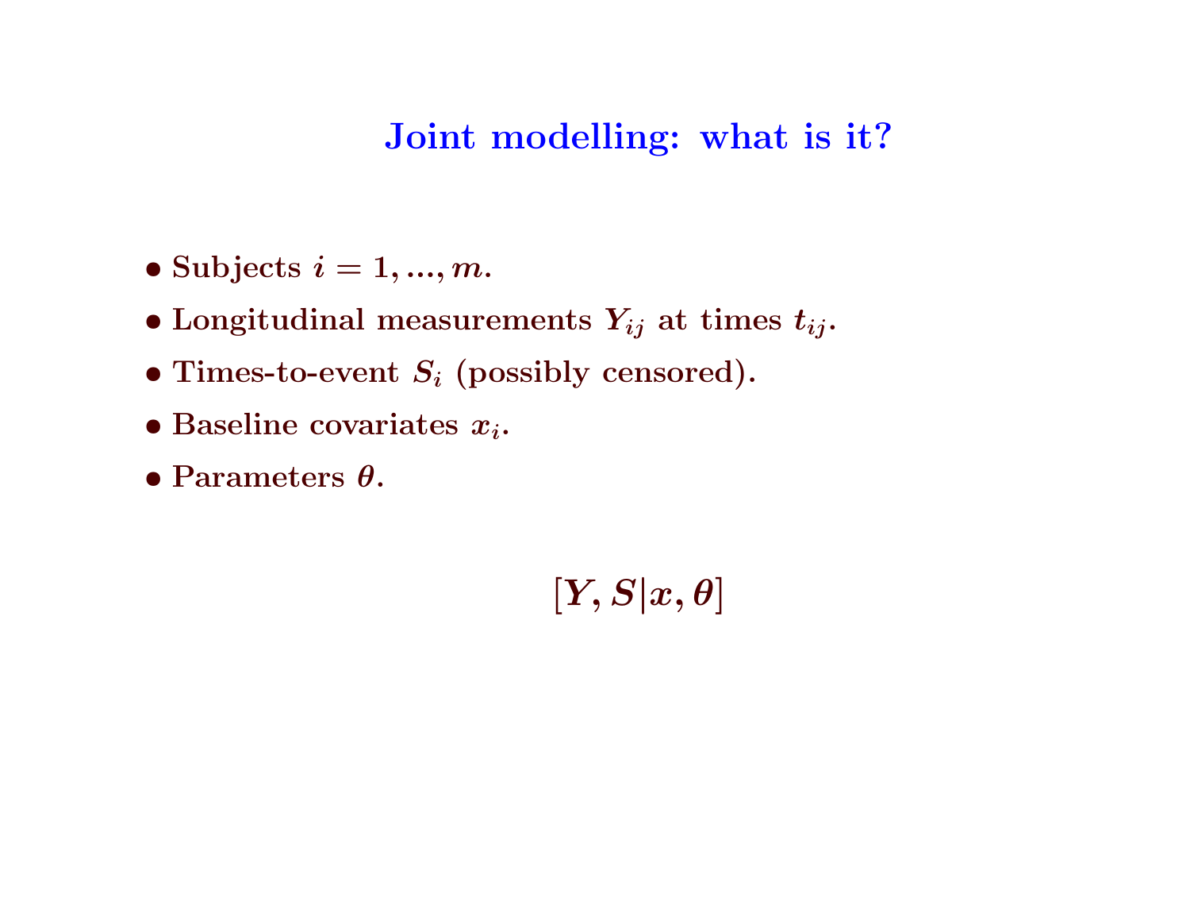# Joint modelling: what is it?

- Subjects $i = 1, ..., m$.
- Longitudinal measurements $Y_{ij}$ at times $t_{ij}$.
- Times-to-event $S_i$ (possibly censored).
- Baseline covariates $x_i$.
- Parameters $\theta$.

$$[Y, S|x, \theta]$$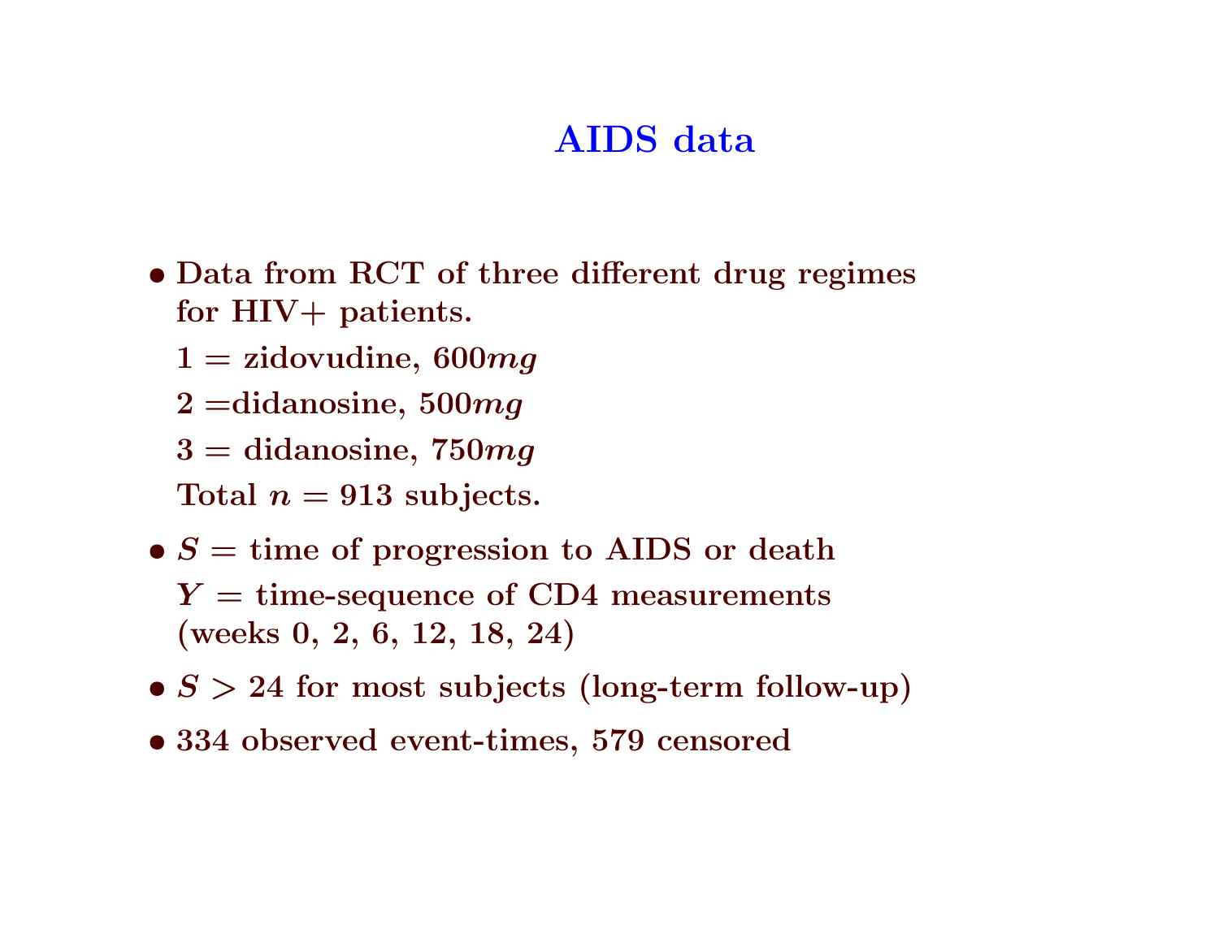# AIDS data

- Data from RCT of three different drug regimes for HIV+ patients.

  1 = zidovudine, 600$mg$

  2 =didanosine, 500$mg$

  3 = didanosine, 750$mg$

  Total $n = 913$ subjects.

- $S$ = time of progression to AIDS or death

  $Y$ = time-sequence of CD4 measurements (weeks 0, 2, 6, 12, 18, 24)

- $S > 24$ for most subjects (long-term follow-up)

- 334 observed event-times, 579 censored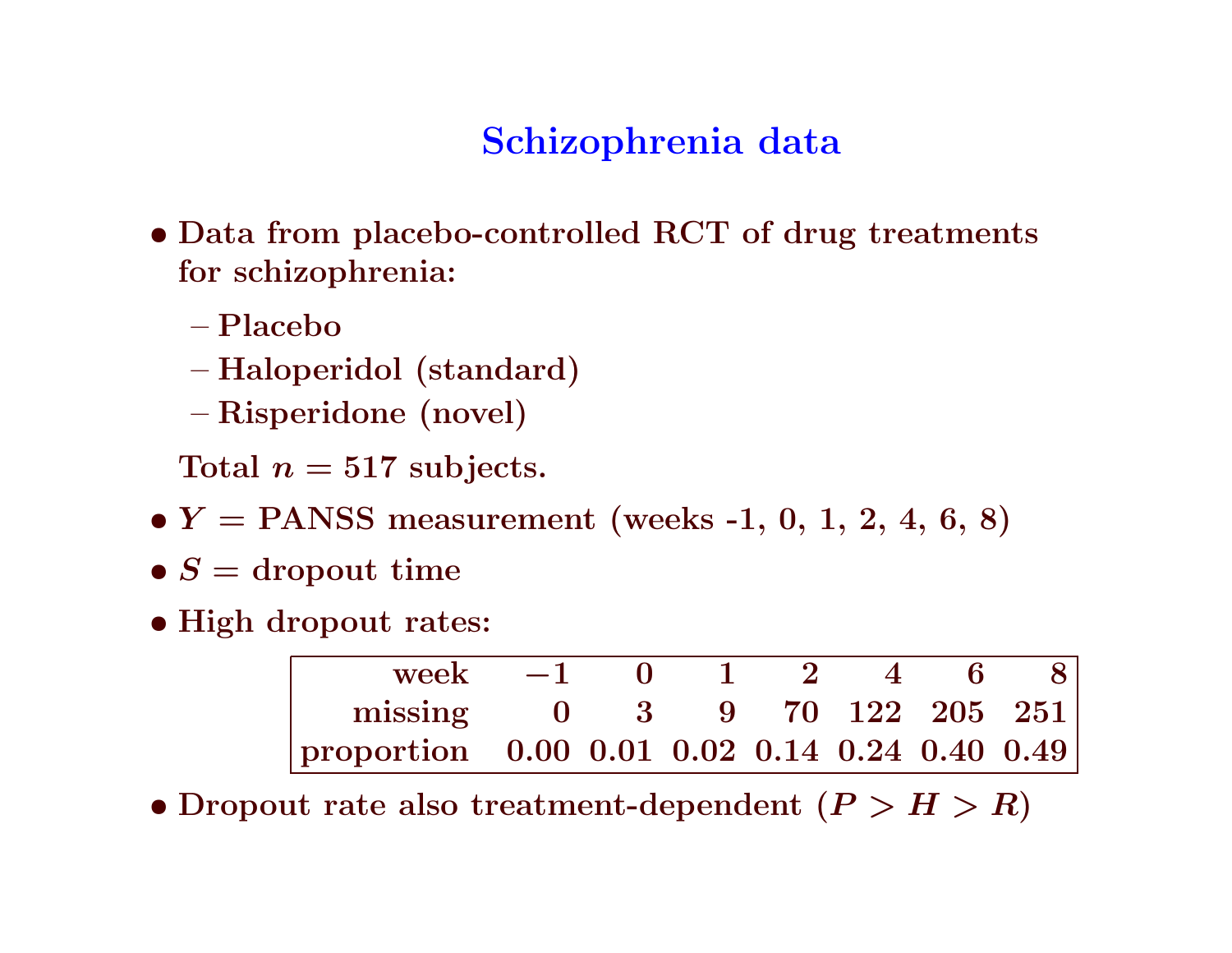# Schizophrenia data

- Data from placebo-controlled RCT of drug treatments for schizophrenia:
  - Placebo
  - Haloperidol (standard)
  - Risperidone (novel)

  Total $n = 517$ subjects.
- $Y$ = PANSS measurement (weeks -1, 0, 1, 2, 4, 6, 8)
- $S$ = dropout time
- High dropout rates:

| week | $-1$ | 0 | 1 | 2 | 4 | 6 | 8 |
|---|---|---|---|---|---|---|---|
| missing | 0 | 3 | 9 | 70 | 122 | 205 | 251 |
| proportion | 0.00 | 0.01 | 0.02 | 0.14 | 0.24 | 0.40 | 0.49 |

- Dropout rate also treatment-dependent ($P > H > R$)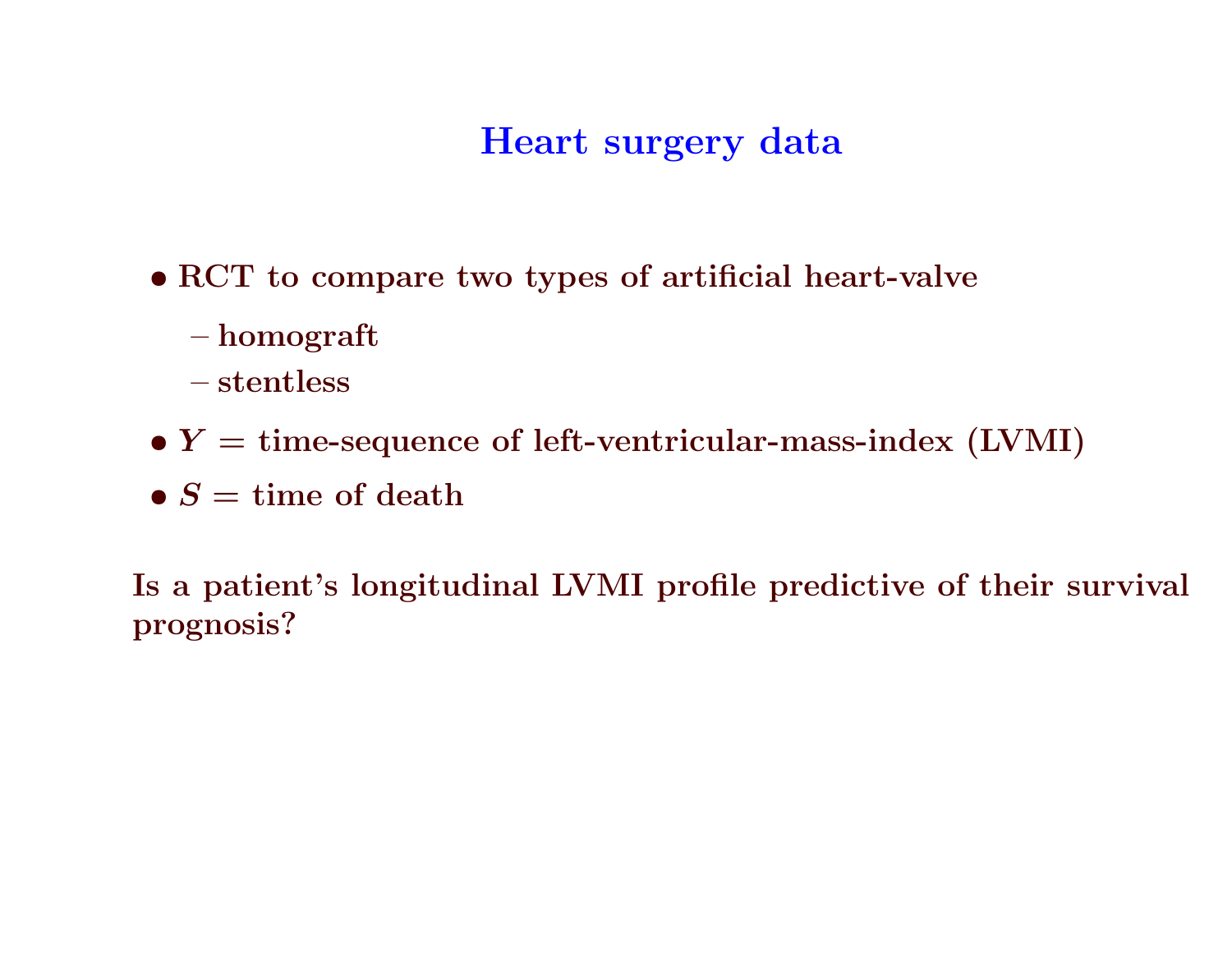# Heart surgery data

- RCT to compare two types of artificial heart-valve
  - homograft
  - stentless
- $Y$ = time-sequence of left-ventricular-mass-index (LVMI)
- $S$ = time of death

Is a patient's longitudinal LVMI profile predictive of their survival prognosis?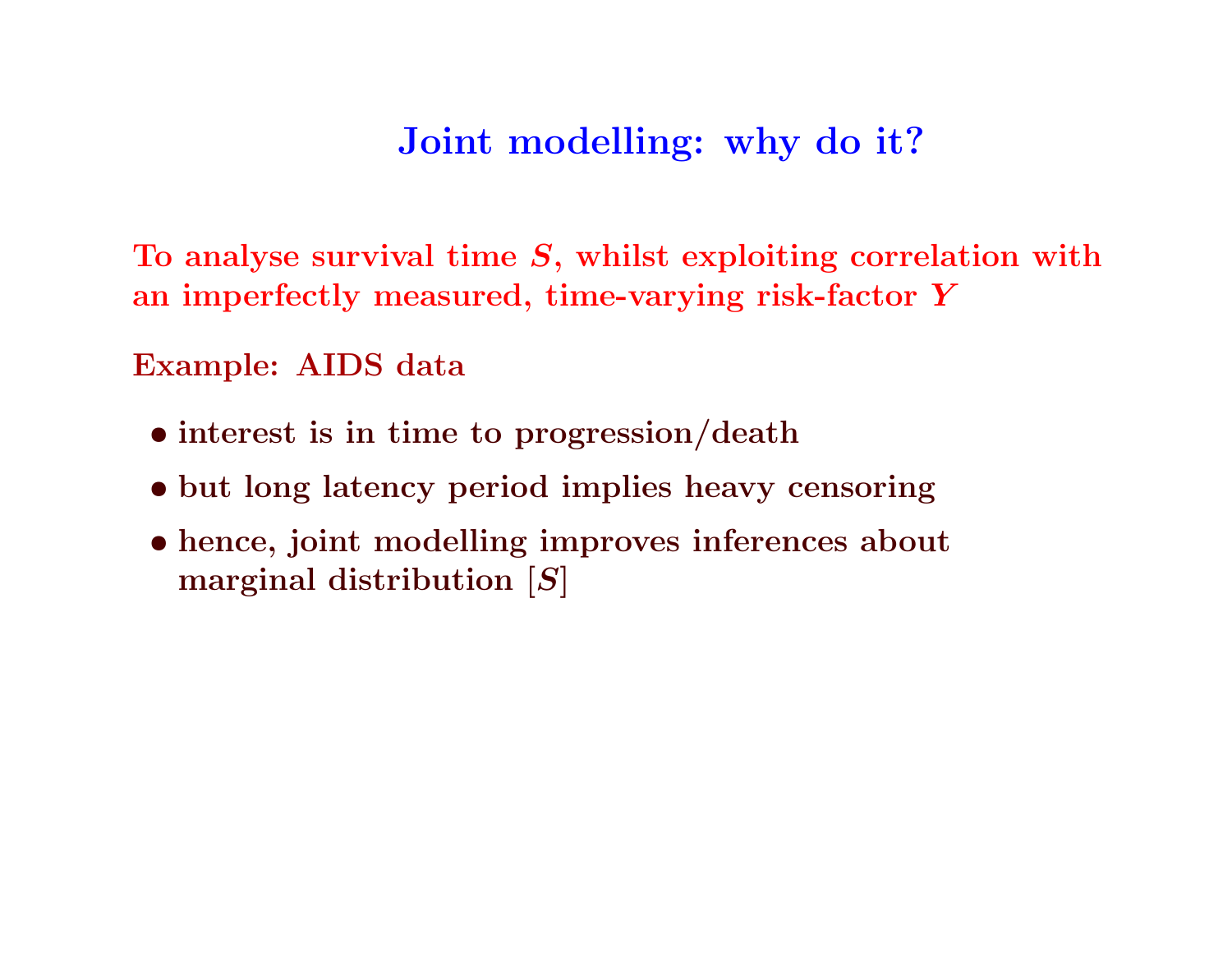# Joint modelling: why do it?

**To analyse survival time $S$, whilst exploiting correlation with an imperfectly measured, time-varying risk-factor $Y$**

**Example: AIDS data**

- **interest is in time to progression/death**
- **but long latency period implies heavy censoring**
- **hence, joint modelling improves inferences about marginal distribution $[S]$**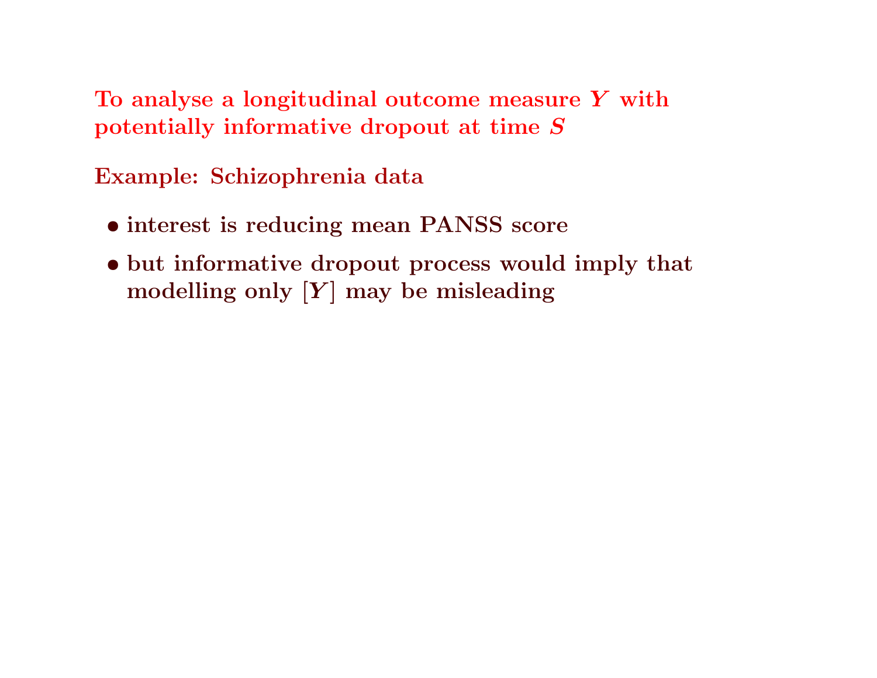**To analyse a longitudinal outcome measure $Y$ with potentially informative dropout at time $S$**

**Example: Schizophrenia data**

- **interest is reducing mean PANSS score**
- **but informative dropout process would imply that modelling only $[Y]$ may be misleading**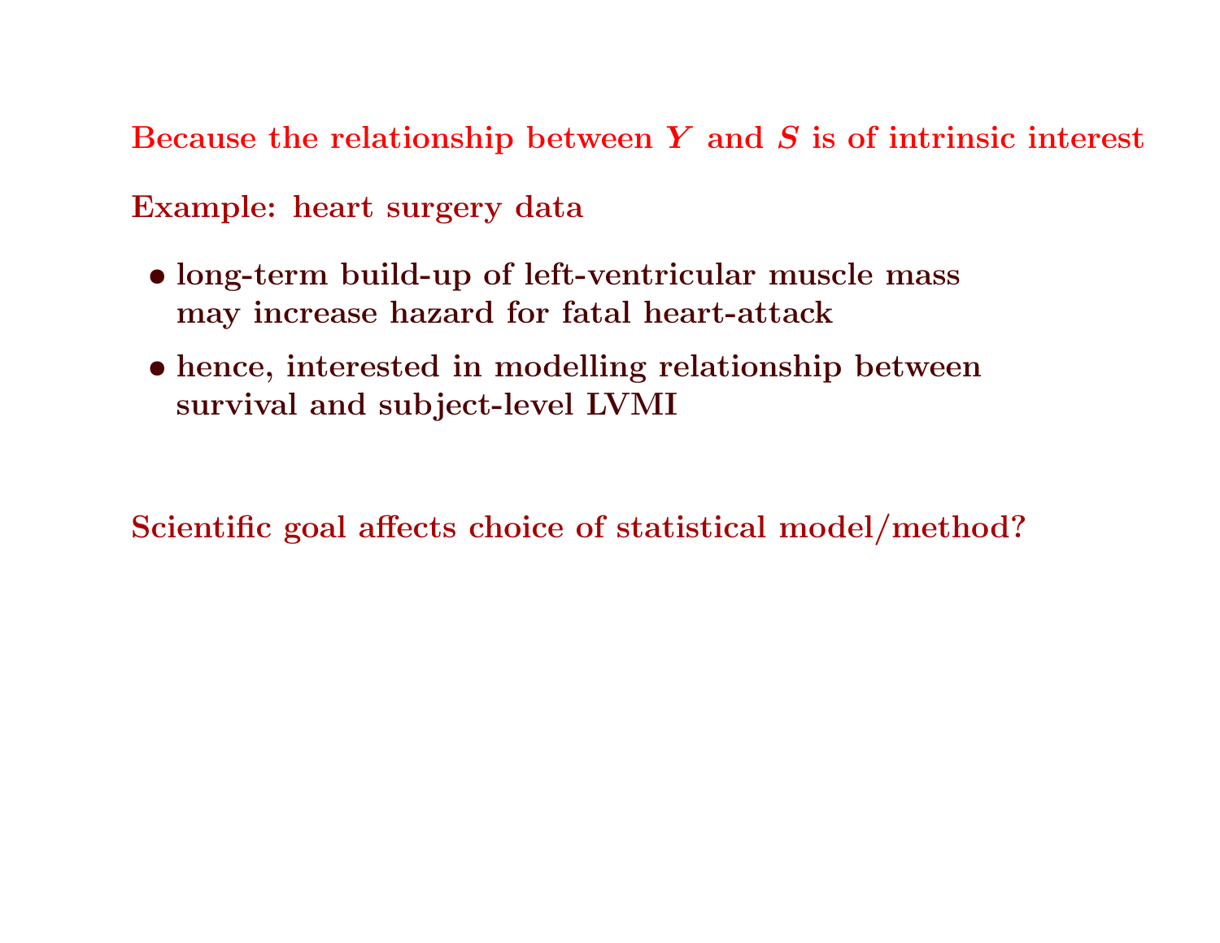**Because the relationship between $Y$ and $S$ is of intrinsic interest**

**Example: heart surgery data**

- **long-term build-up of left-ventricular muscle mass may increase hazard for fatal heart-attack**
- **hence, interested in modelling relationship between survival and subject-level LVMI**

**Scientific goal affects choice of statistical model/method?**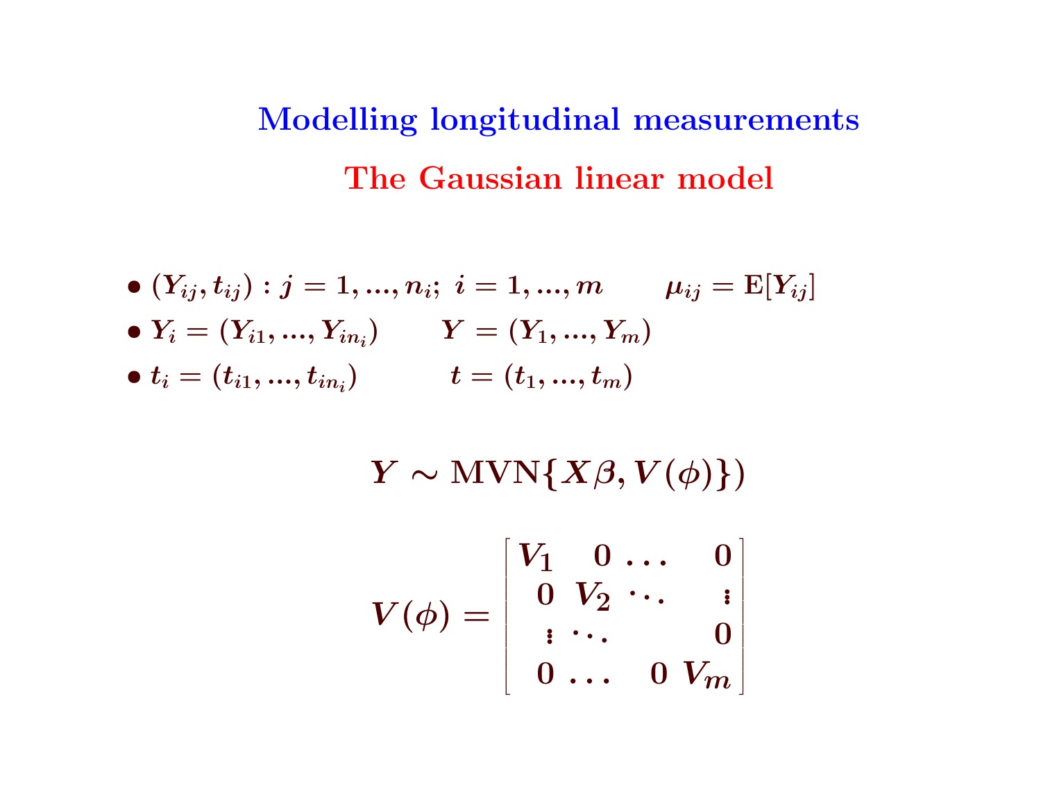# Modelling longitudinal measurements

## The Gaussian linear model

- $(Y_{ij}, t_{ij}) : j = 1, ..., n_i;\ i = 1, ..., m \qquad \mu_{ij} = \mathrm{E}[Y_{ij}]$
- $Y_i = (Y_{i1}, ..., Y_{in_i}) \qquad Y = (Y_1, ..., Y_m)$
- $t_i = (t_{i1}, ..., t_{in_i}) \qquad t = (t_1, ..., t_m)$

$$Y \sim \mathrm{MVN}\{X\beta, V(\phi)\})$$

$$V(\phi) = \begin{bmatrix} V_1 & 0 & \dots & 0 \\ 0 & V_2 & \ddots & \vdots \\ \vdots & \ddots & & 0 \\ 0 & \dots & 0 & V_m \end{bmatrix}$$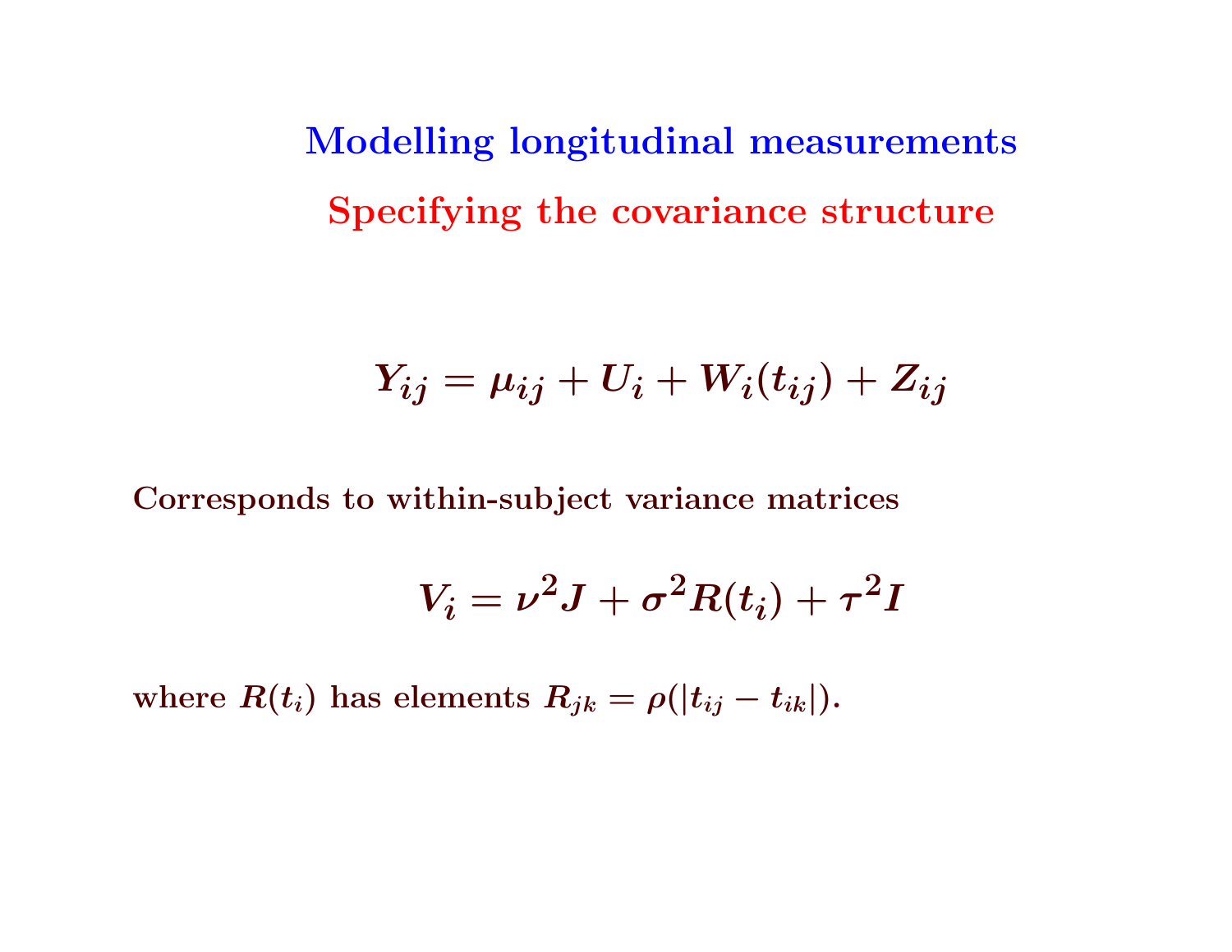# Modelling longitudinal measurements

## Specifying the covariance structure

$$Y_{ij} = \mu_{ij} + U_i + W_i(t_{ij}) + Z_{ij}$$

**Corresponds to within-subject variance matrices**

$$V_i = \nu^2 J + \sigma^2 R(t_i) + \tau^2 I$$

**where $R(t_i)$ has elements $R_{jk} = \rho(|t_{ij} - t_{ik}|)$.**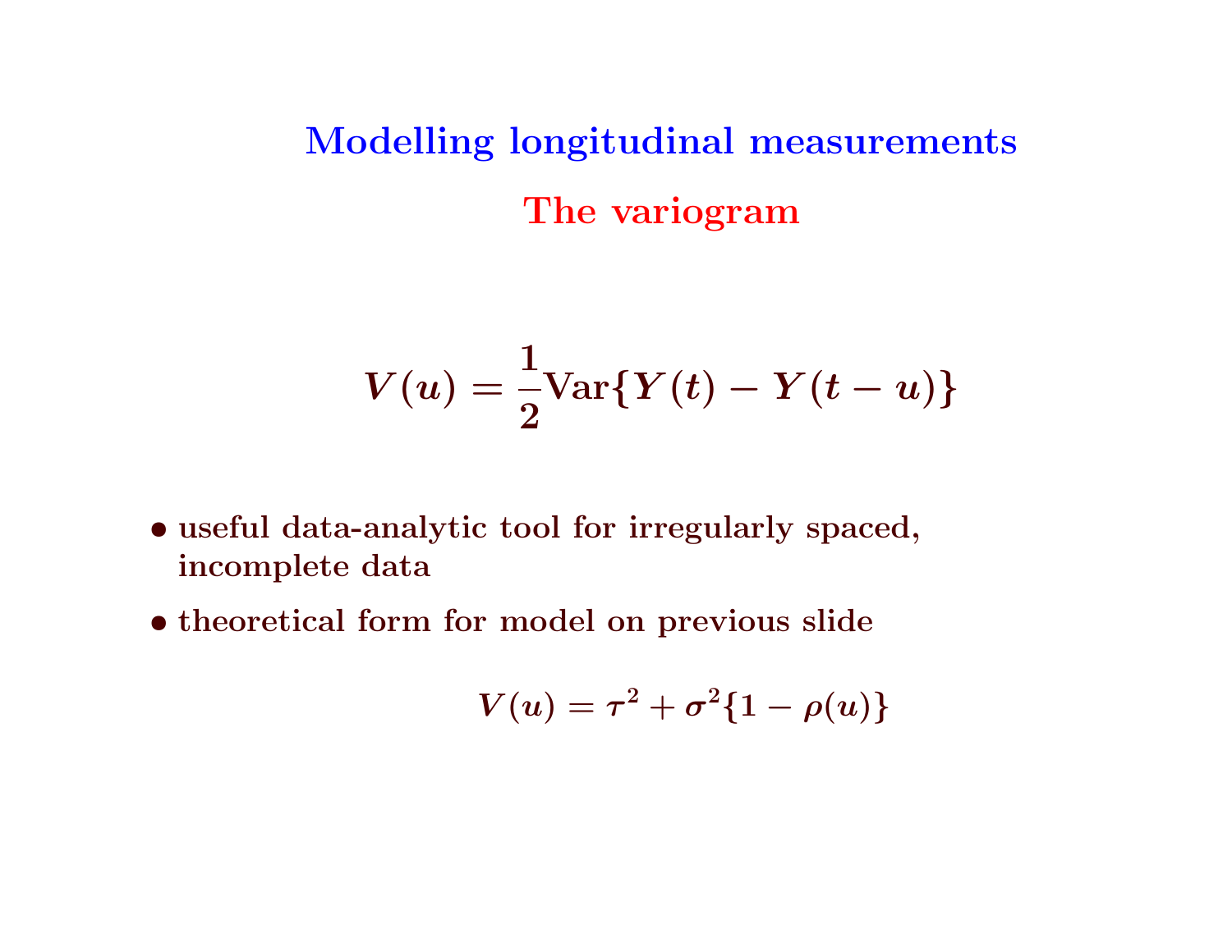# Modelling longitudinal measurements

## The variogram

$$V(u) = \frac{1}{2}\text{Var}\{Y(t) - Y(t-u)\}$$

- useful data-analytic tool for irregularly spaced, incomplete data
- theoretical form for model on previous slide

$$V(u) = \tau^2 + \sigma^2\{1 - \rho(u)\}$$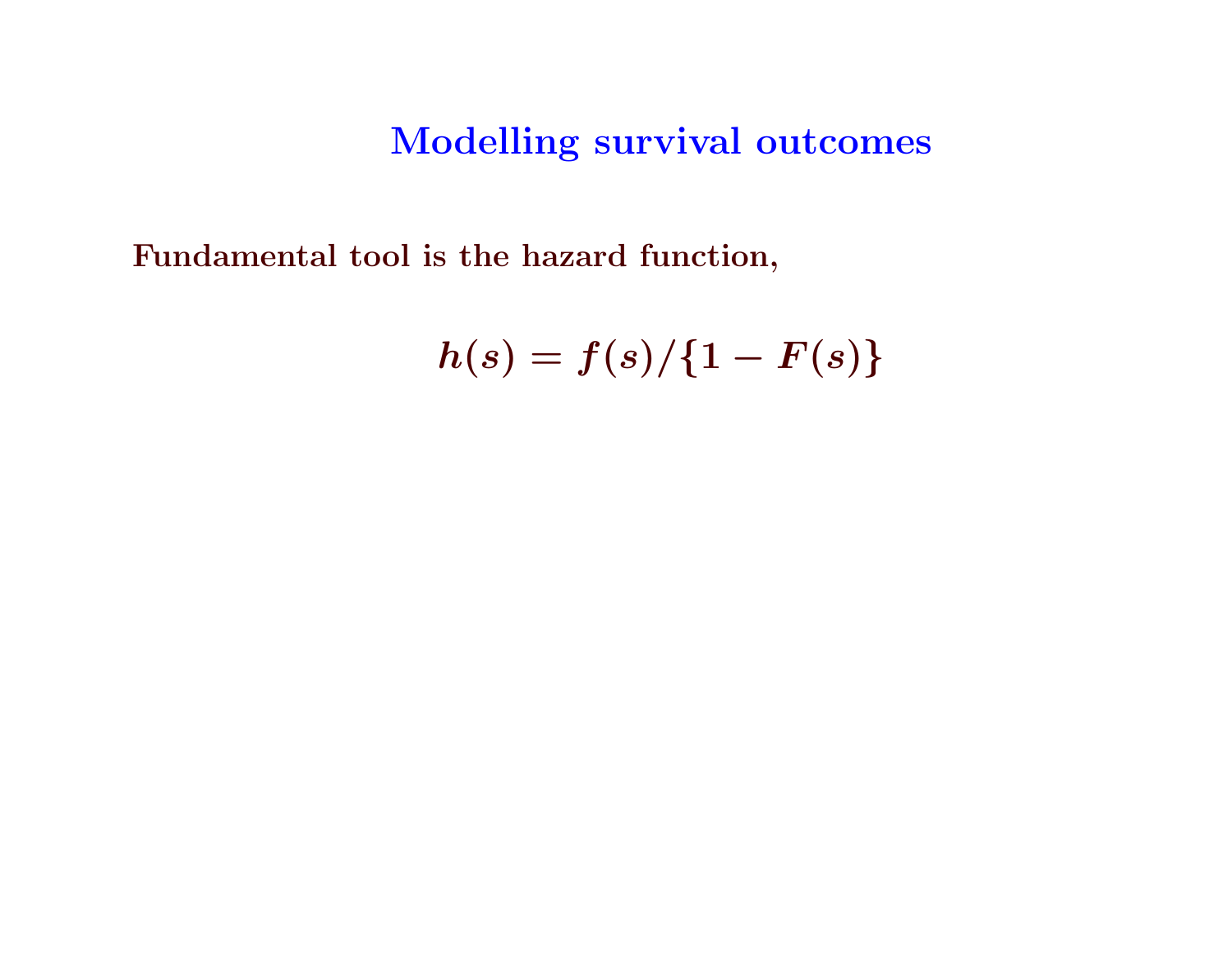# Modelling survival outcomes

**Fundamental tool is the hazard function,**

$$h(s) = f(s)/\{1 - F(s)\}$$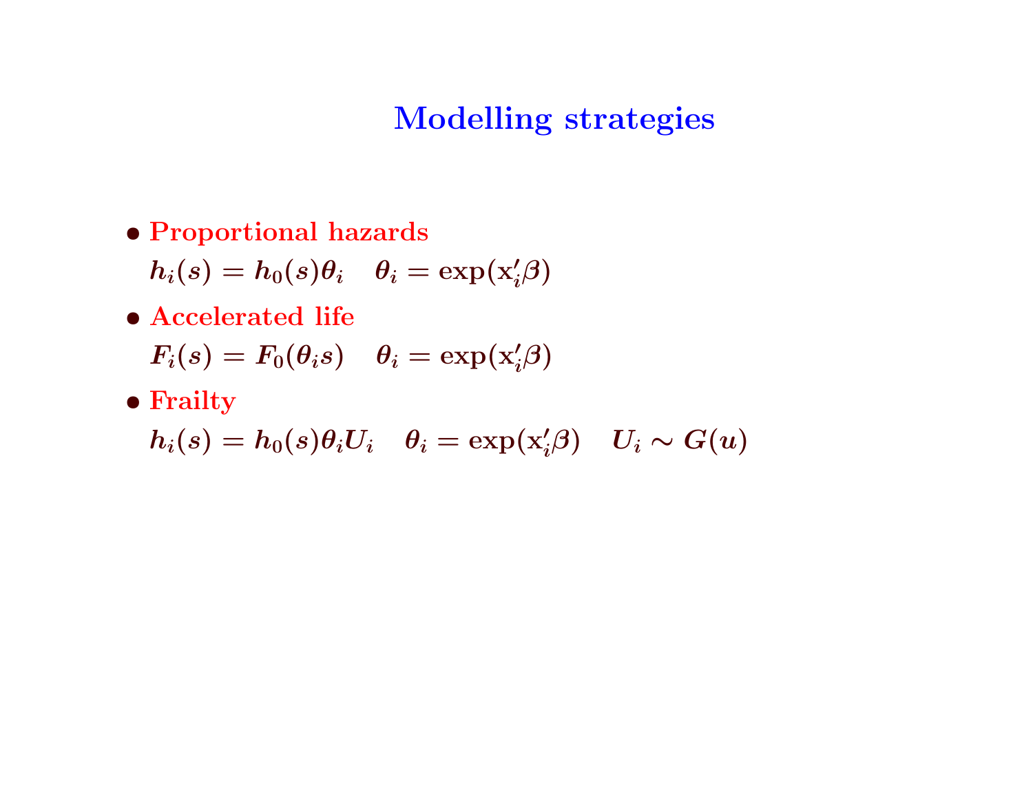# Modelling strategies

- **Proportional hazards**

  $h_i(s) = h_0(s)\theta_i \quad \theta_i = \exp(\mathrm{x}_i'\beta)$

- **Accelerated life**

  $F_i(s) = F_0(\theta_i s) \quad \theta_i = \exp(\mathrm{x}_i'\beta)$

- **Frailty**

  $h_i(s) = h_0(s)\theta_i U_i \quad \theta_i = \exp(\mathrm{x}_i'\beta) \quad U_i \sim G(u)$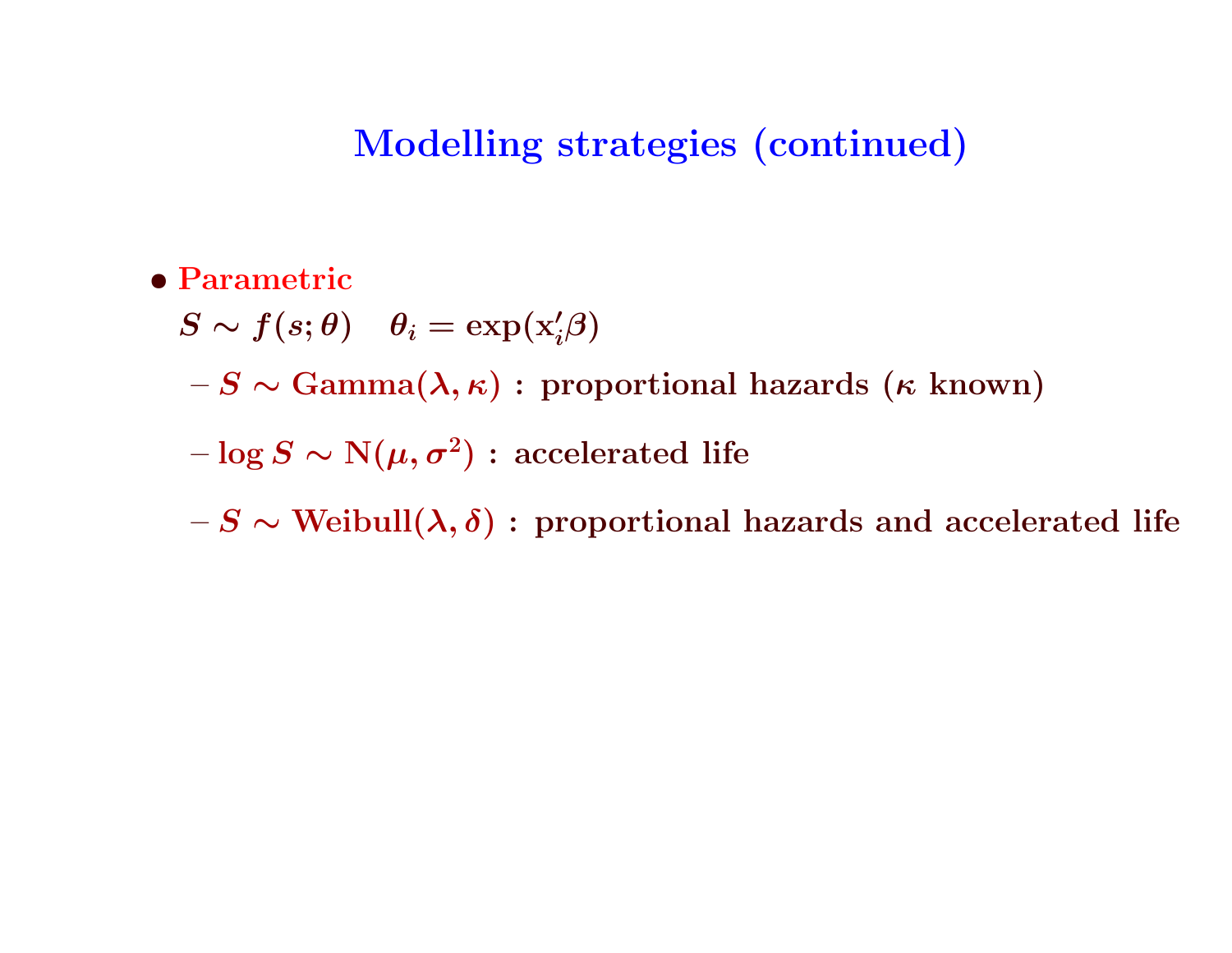# Modelling strategies (continued)

- **Parametric**

  $S \sim f(s;\theta) \quad \theta_i = \exp(\mathrm{x}_i'\beta)$

  - $S \sim \mathrm{Gamma}(\lambda, \kappa)$ : proportional hazards ($\kappa$ known)
  - $\log S \sim \mathrm{N}(\mu, \sigma^2)$ : accelerated life
  - $S \sim \mathrm{Weibull}(\lambda, \delta)$ : proportional hazards and accelerated life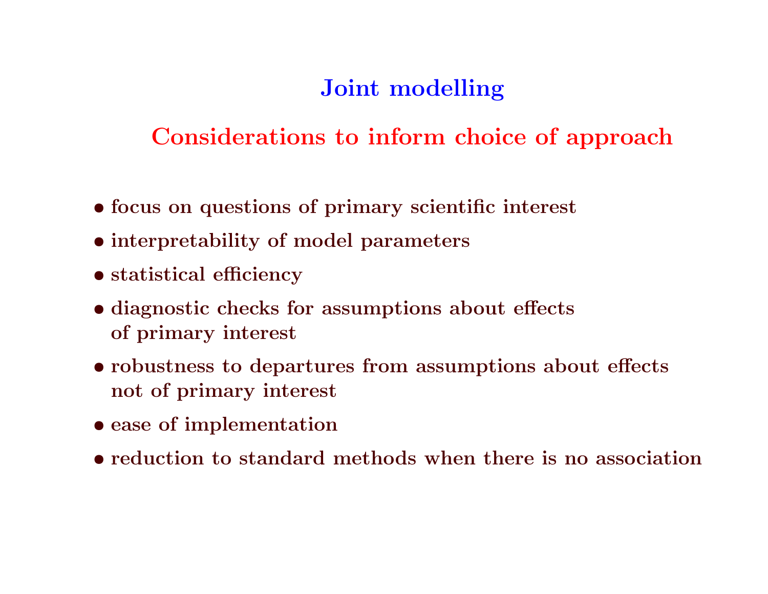# Joint modelling

## Considerations to inform choice of approach

- focus on questions of primary scientific interest
- interpretability of model parameters
- statistical efficiency
- diagnostic checks for assumptions about effects of primary interest
- robustness to departures from assumptions about effects not of primary interest
- ease of implementation
- reduction to standard methods when there is no association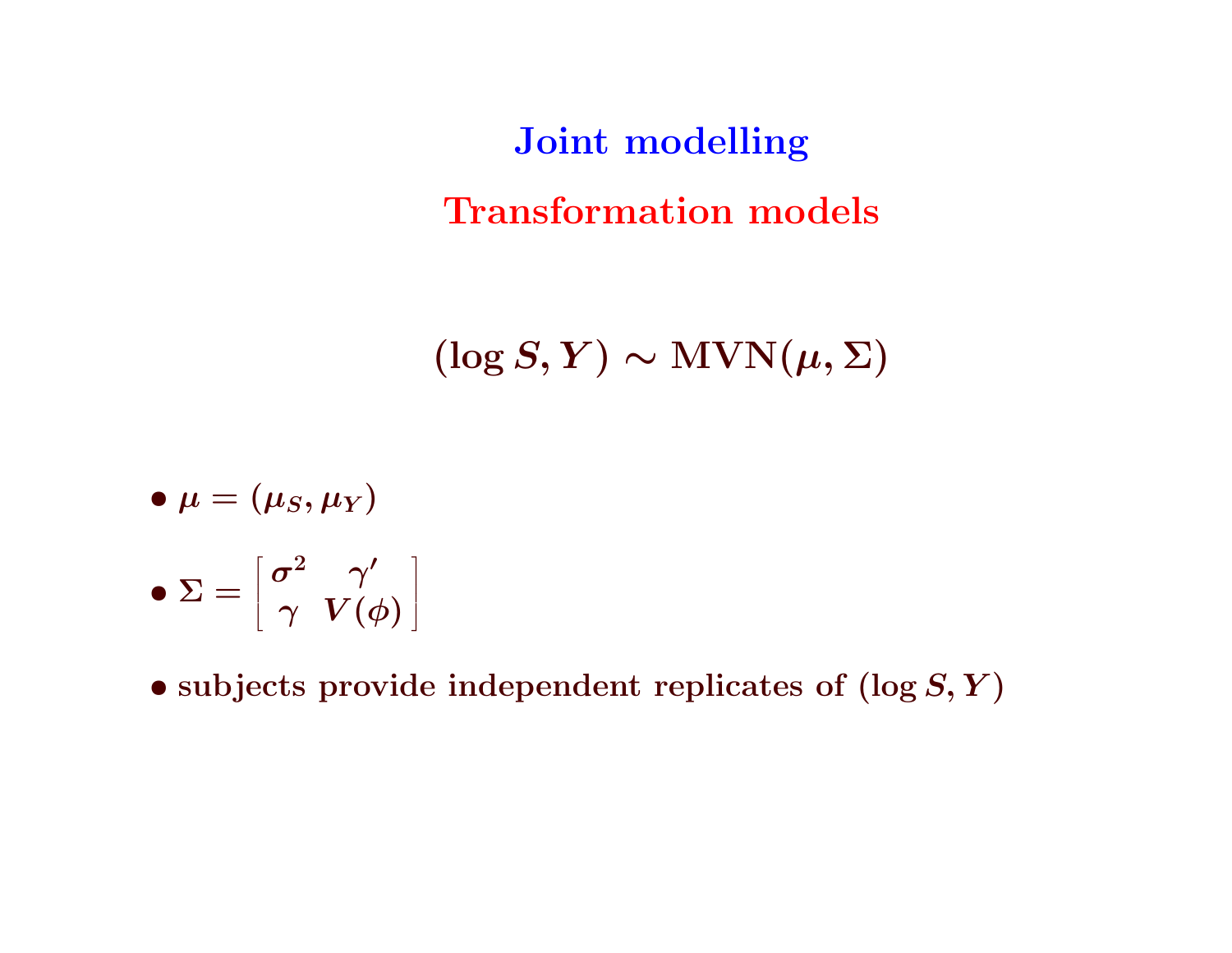# Joint modelling

## Transformation models

$$(\log S, Y) \sim \text{MVN}(\mu, \Sigma)$$

- $\mu = (\mu_S, \mu_Y)$
- $\Sigma = \begin{bmatrix} \sigma^2 & \gamma' \\ \gamma & V(\phi) \end{bmatrix}$
- subjects provide independent replicates of $(\log S, Y)$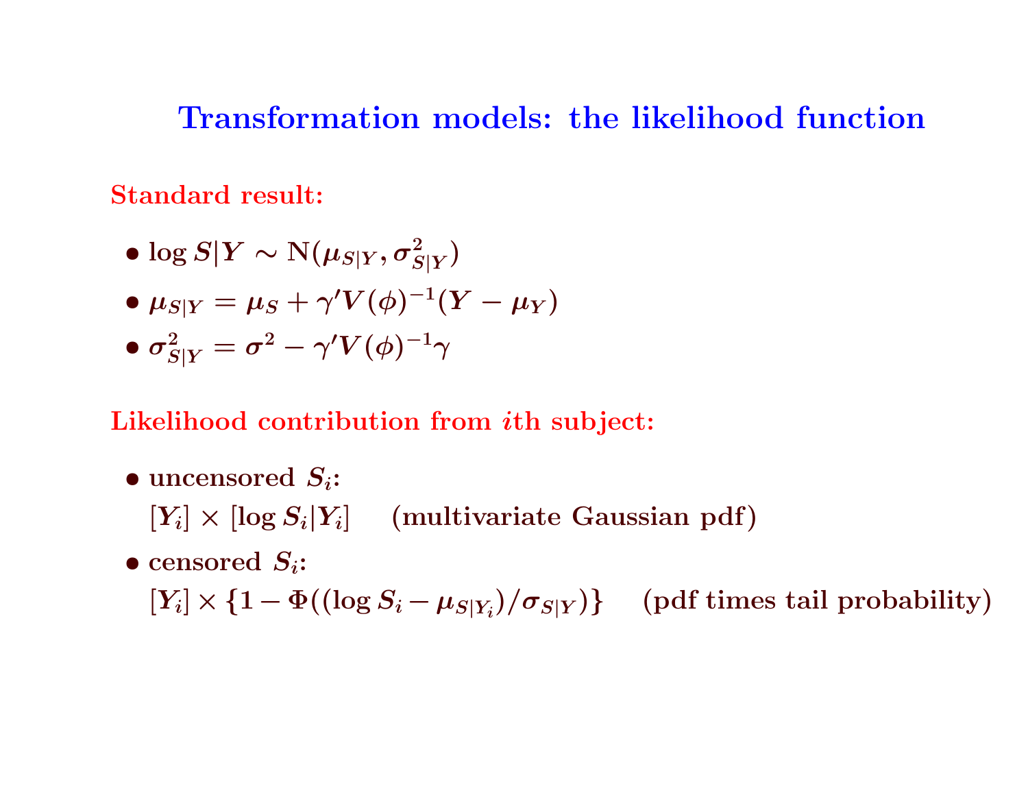# Transformation models: the likelihood function

**Standard result:**

- $\log S|Y \sim \mathrm{N}(\mu_{S|Y}, \sigma^2_{S|Y})$
- $\mu_{S|Y} = \mu_S + \gamma' V(\phi)^{-1}(Y - \mu_Y)$
- $\sigma^2_{S|Y} = \sigma^2 - \gamma' V(\phi)^{-1}\gamma$

**Likelihood contribution from $i$th subject:**

- uncensored $S_i$:
  $[Y_i] \times [\log S_i | Y_i]$ (multivariate Gaussian pdf)
- censored $S_i$:
  $[Y_i] \times \{1 - \Phi((\log S_i - \mu_{S|Y_i})/\sigma_{S|Y})\}$ (pdf times tail probability)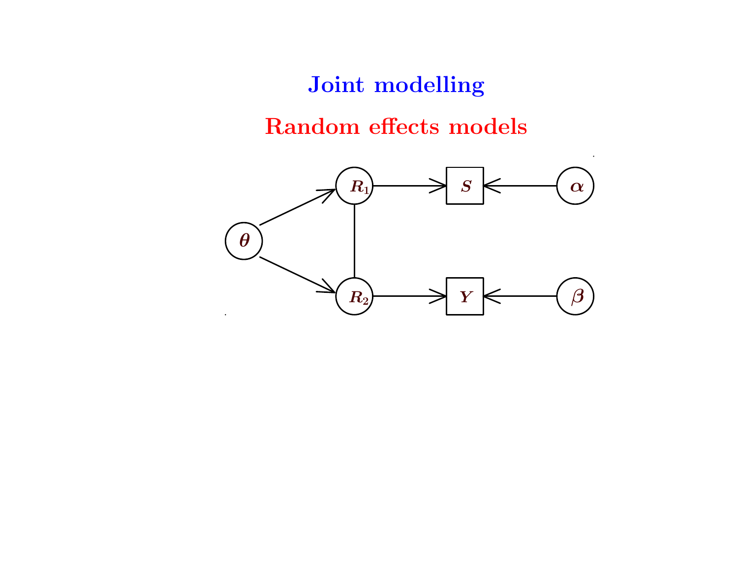# Joint modelling

## Random effects models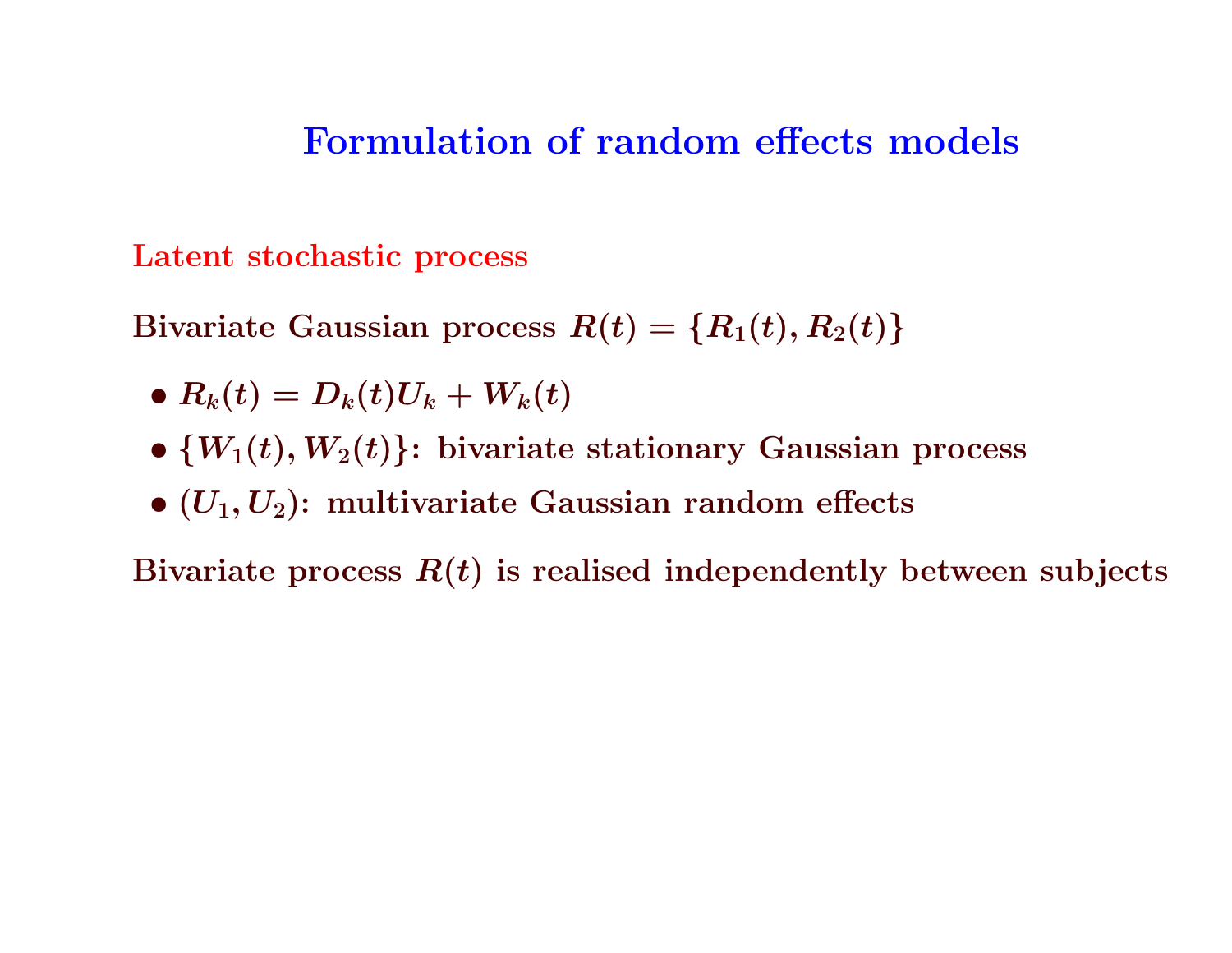# Formulation of random effects models

## Latent stochastic process

Bivariate Gaussian process $R(t) = \{R_1(t), R_2(t)\}$

- $R_k(t) = D_k(t)U_k + W_k(t)$
- $\{W_1(t), W_2(t)\}$: bivariate stationary Gaussian process
- $(U_1, U_2)$: multivariate Gaussian random effects

Bivariate process $R(t)$ is realised independently between subjects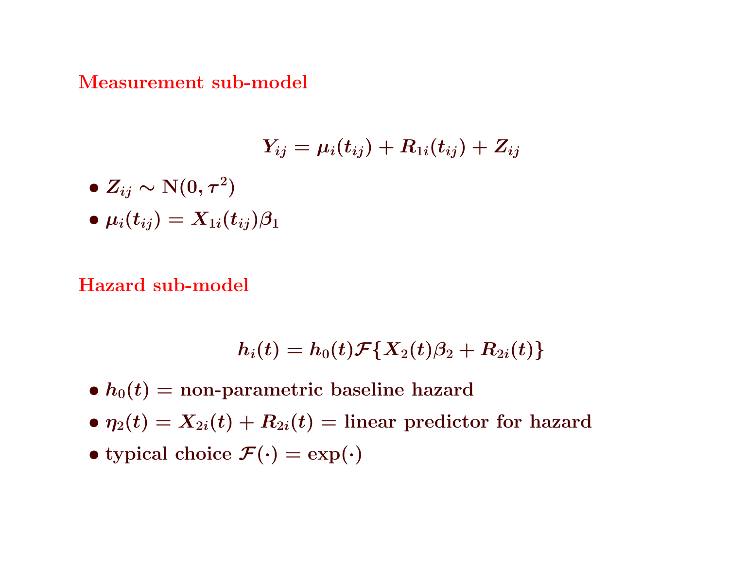## Measurement sub-model

$$Y_{ij} = \mu_i(t_{ij}) + R_{1i}(t_{ij}) + Z_{ij}$$

- $Z_{ij} \sim \mathrm{N}(0, \tau^2)$
- $\mu_i(t_{ij}) = X_{1i}(t_{ij})\beta_1$

## Hazard sub-model

$$h_i(t) = h_0(t)\mathcal{F}\{X_2(t)\beta_2 + R_{2i}(t)\}$$

- $h_0(t)$ = non-parametric baseline hazard
- $\eta_2(t) = X_{2i}(t) + R_{2i}(t)$ = linear predictor for hazard
- typical choice $\mathcal{F}(\cdot) = \exp(\cdot)$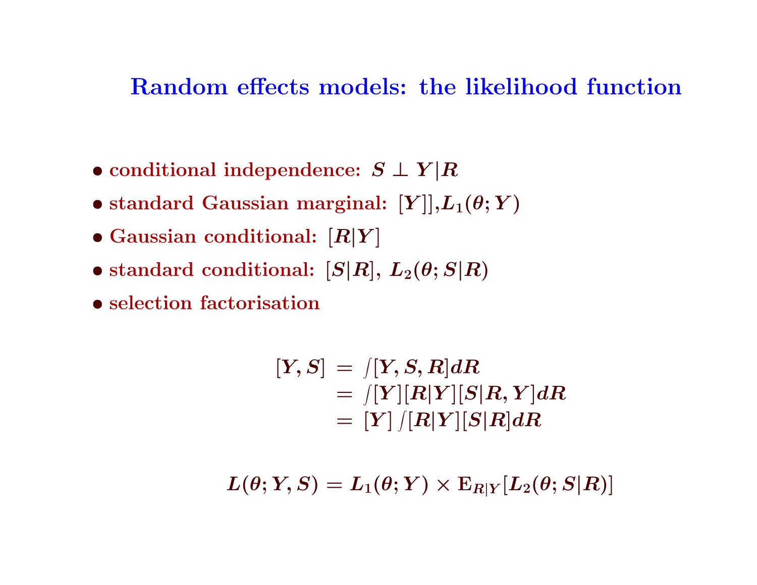# Random effects models: the likelihood function

- conditional independence: $S \perp Y|R$
- standard Gaussian marginal: $[Y]]$,$L_1(\theta; Y)$
- Gaussian conditional: $[R|Y]$
- standard conditional: $[S|R]$, $L_2(\theta; S|R)$
- selection factorisation

$$
\begin{aligned}
[Y, S] &= \int [Y, S, R] dR \\
&= \int [Y][R|Y][S|R, Y] dR \\
&= [Y] \int [R|Y][S|R] dR
\end{aligned}
$$

$$
L(\theta; Y, S) = L_1(\theta; Y) \times \mathrm{E}_{R|Y}[L_2(\theta; S|R)]
$$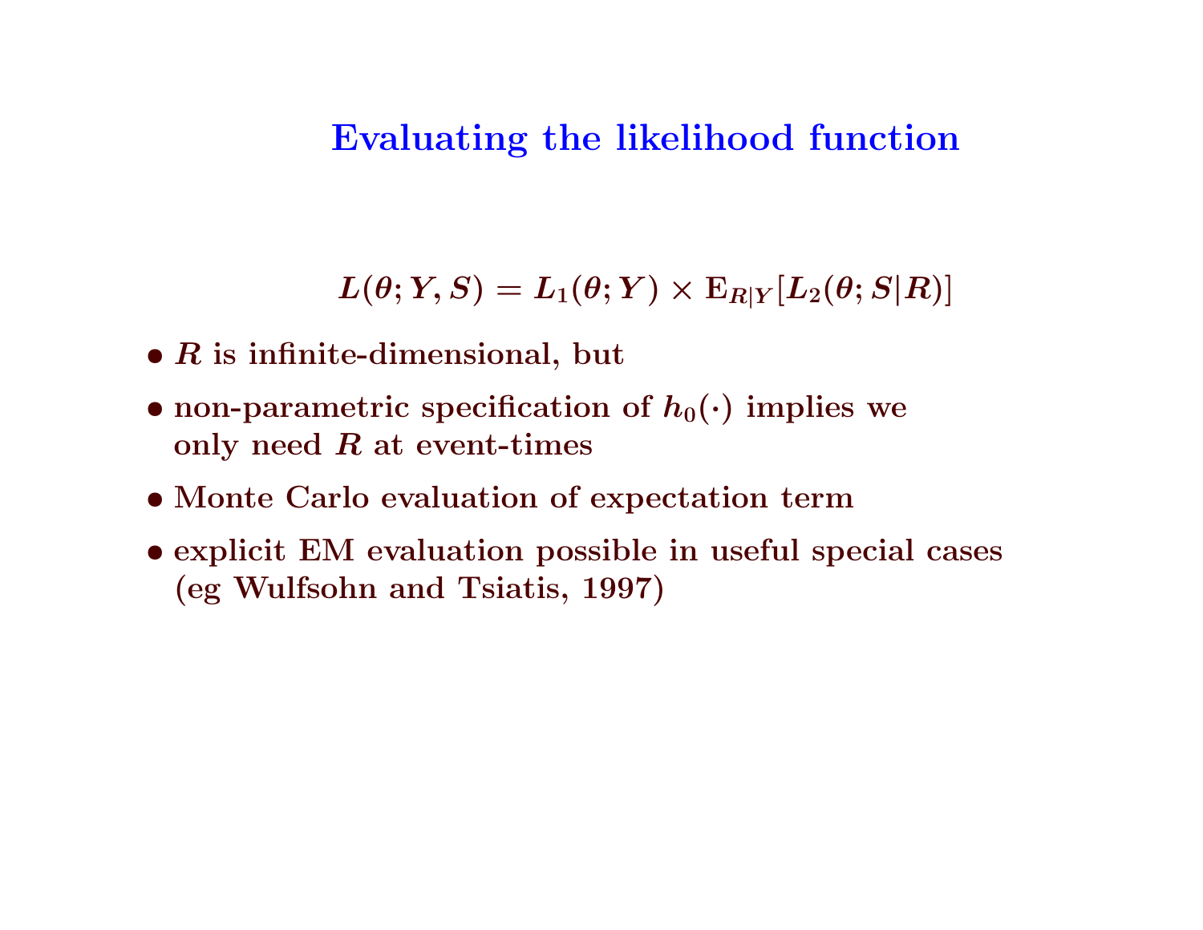# Evaluating the likelihood function

$$L(\theta; Y, S) = L_1(\theta; Y) \times \mathrm{E}_{R|Y}[L_2(\theta; S|R)]$$

- $R$ is infinite-dimensional, but
- non-parametric specification of $h_0(\cdot)$ implies we only need $R$ at event-times
- Monte Carlo evaluation of expectation term
- explicit EM evaluation possible in useful special cases (eg Wulfsohn and Tsiatis, 1997)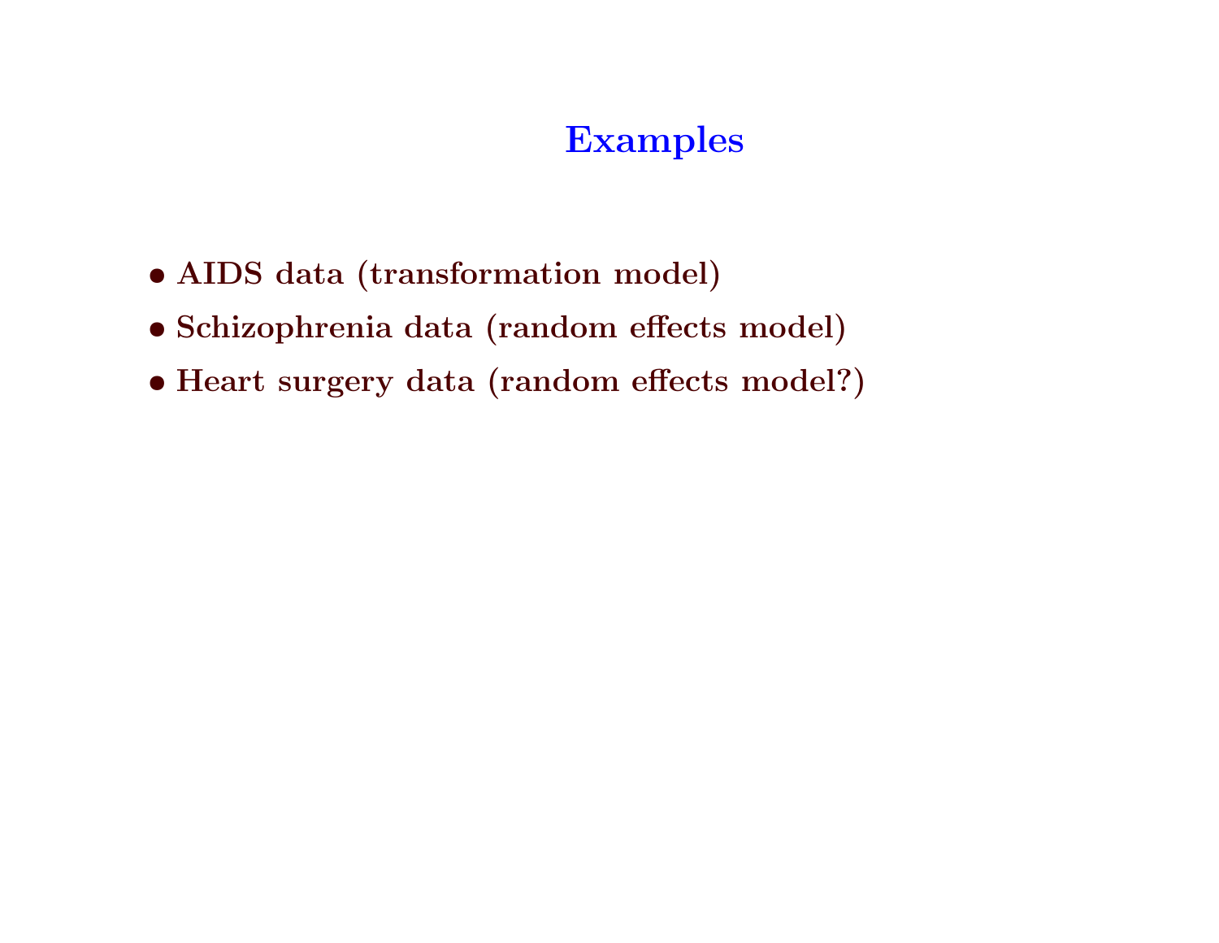# Examples

- AIDS data (transformation model)
- Schizophrenia data (random effects model)
- Heart surgery data (random effects model?)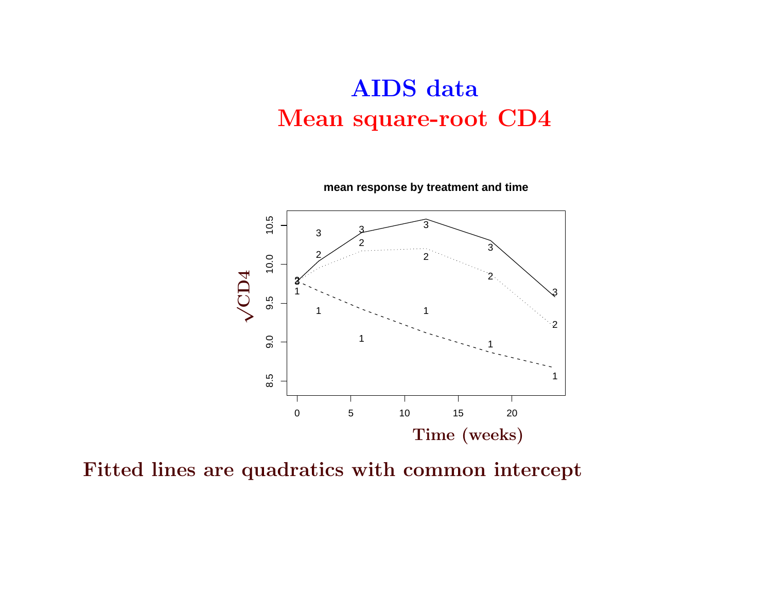# AIDS data

## Mean square-root CD4

**Fitted lines are quadratics with common intercept**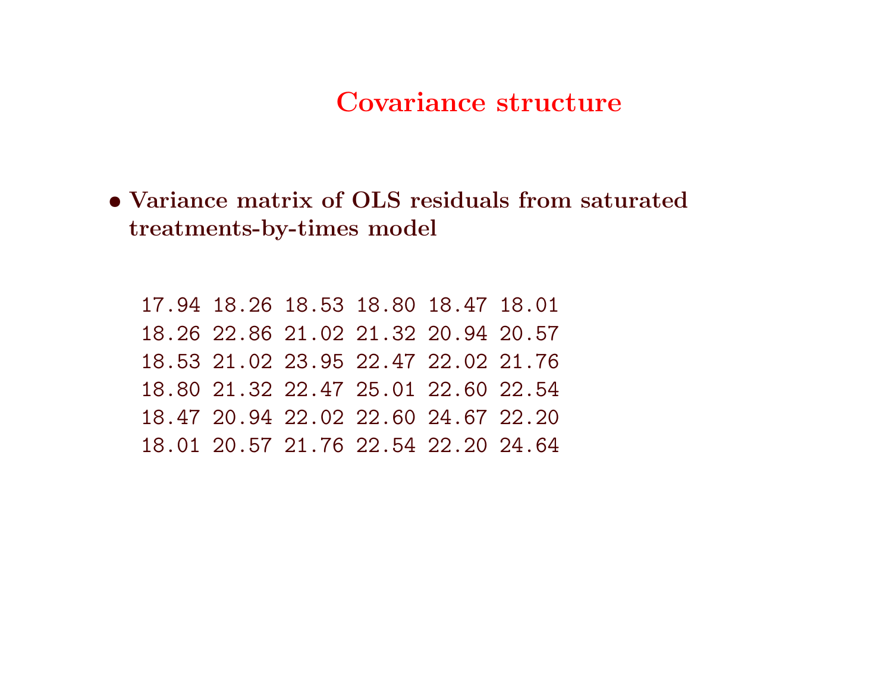# Covariance structure

- **Variance matrix of OLS residuals from saturated treatments-by-times model**

```
17.94 18.26 18.53 18.80 18.47 18.01
18.26 22.86 21.02 21.32 20.94 20.57
18.53 21.02 23.95 22.47 22.02 21.76
18.80 21.32 22.47 25.01 22.60 22.54
18.47 20.94 22.02 22.60 24.67 22.20
18.01 20.57 21.76 22.54 22.20 24.64
```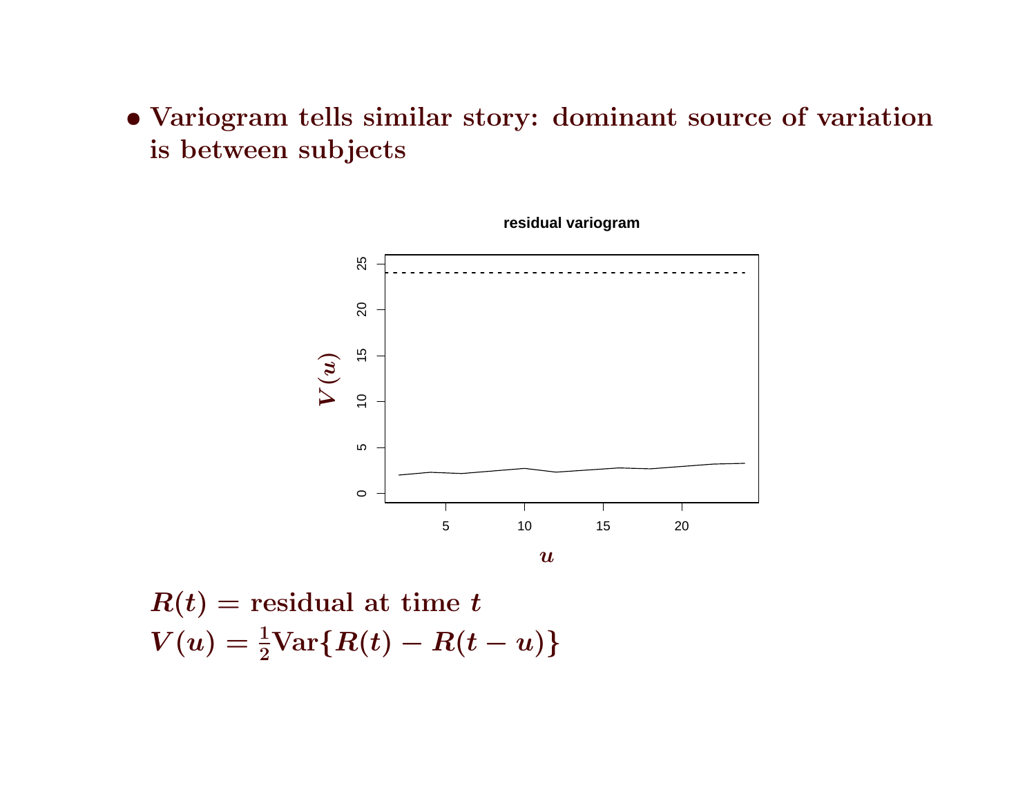- **Variogram tells similar story: dominant source of variation is between subjects**

$R(t)$ = residual at time $t$

$V(u) = \frac{1}{2}\text{Var}\{R(t) - R(t-u)\}$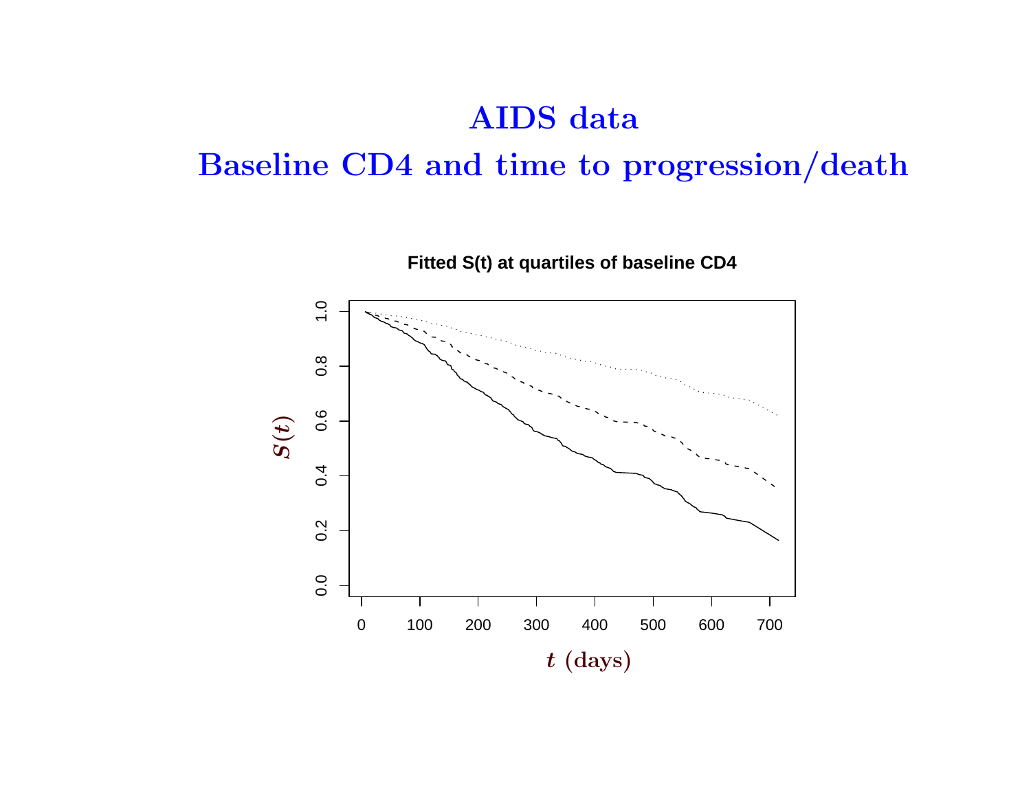# AIDS data

## Baseline CD4 and time to progression/death

**Fitted S(t) at quartiles of baseline CD4**

$S(t)$

$t$ (days)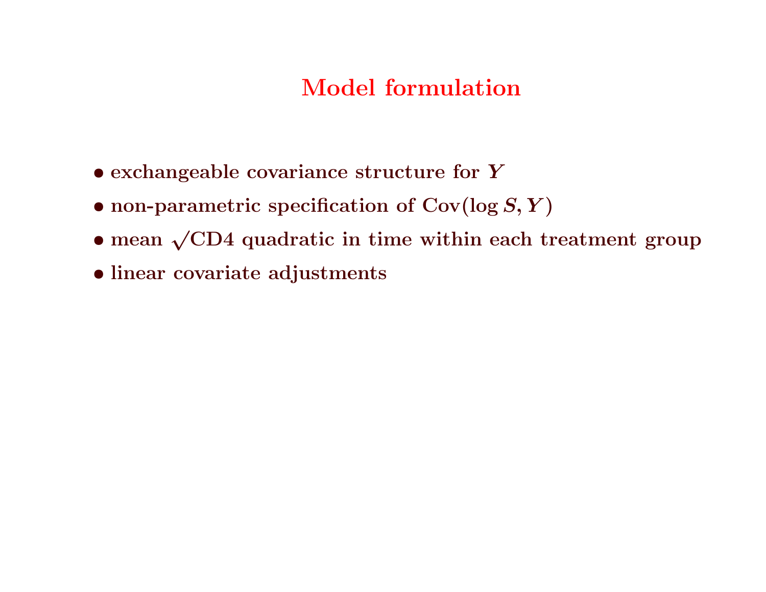# Model formulation

- exchangeable covariance structure for $Y$
- non-parametric specification of $\text{Cov}(\log S, Y)$
- mean $\sqrt{}$CD4 quadratic in time within each treatment group
- linear covariate adjustments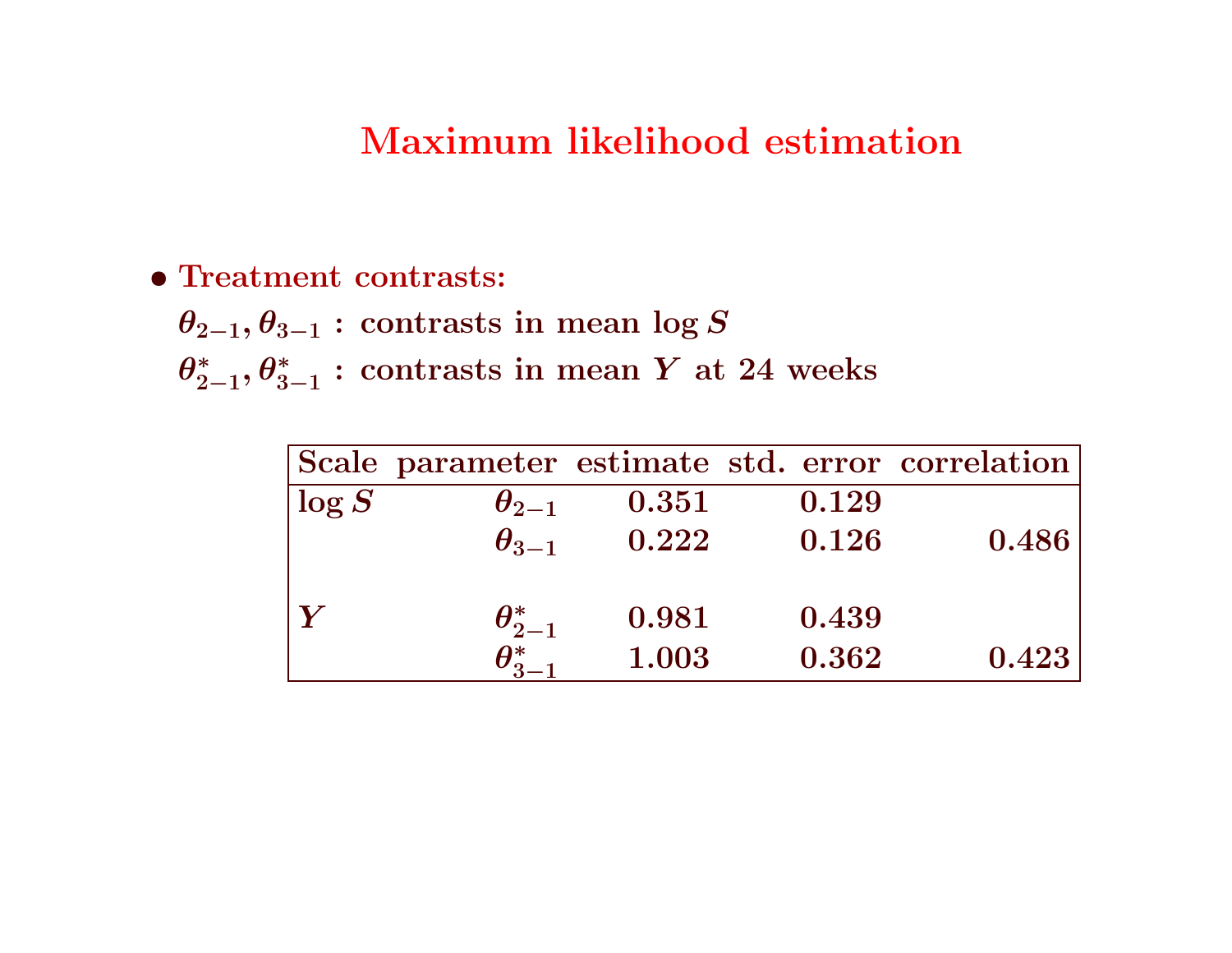# Maximum likelihood estimation

- **Treatment contrasts:**

  $\theta_{2-1}, \theta_{3-1}$ : contrasts in mean $\log S$

  $\theta^*_{2-1}, \theta^*_{3-1}$ : contrasts in mean $Y$ at 24 weeks

| Scale | parameter | estimate | std. error | correlation |
|---|---|---|---|---|
| $\log S$ | $\theta_{2-1}$ | 0.351 | 0.129 | |
| | $\theta_{3-1}$ | 0.222 | 0.126 | 0.486 |
| | | | | |
| $Y$ | $\theta^*_{2-1}$ | 0.981 | 0.439 | |
| | $\theta^*_{3-1}$ | 1.003 | 0.362 | 0.423 |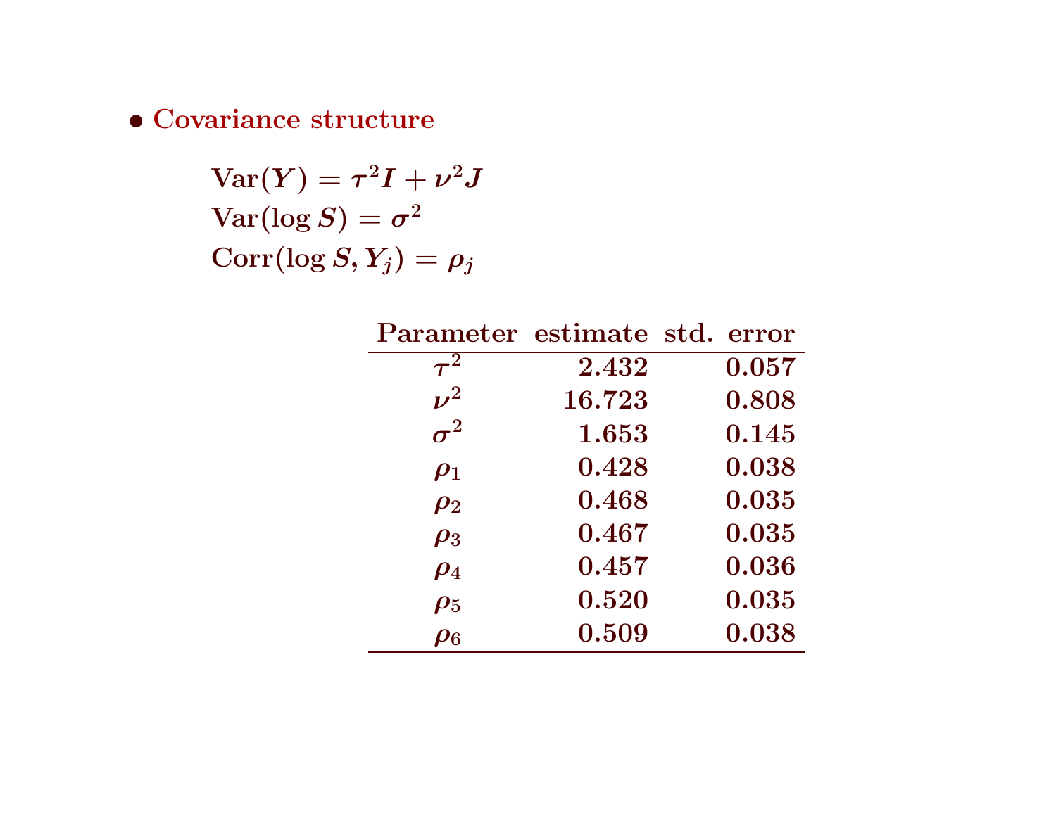- **Covariance structure**

$$
\begin{aligned}
&\mathrm{Var}(Y) = \tau^2 I + \nu^2 J \\
&\mathrm{Var}(\log S) = \sigma^2 \\
&\mathrm{Corr}(\log S, Y_j) = \rho_j
\end{aligned}
$$

| Parameter | estimate | std. error |
|---|---:|---:|
| $\tau^2$ | 2.432 | 0.057 |
| $\nu^2$ | 16.723 | 0.808 |
| $\sigma^2$ | 1.653 | 0.145 |
| $\rho_1$ | 0.428 | 0.038 |
| $\rho_2$ | 0.468 | 0.035 |
| $\rho_3$ | 0.467 | 0.035 |
| $\rho_4$ | 0.457 | 0.036 |
| $\rho_5$ | 0.520 | 0.035 |
| $\rho_6$ | 0.509 | 0.038 |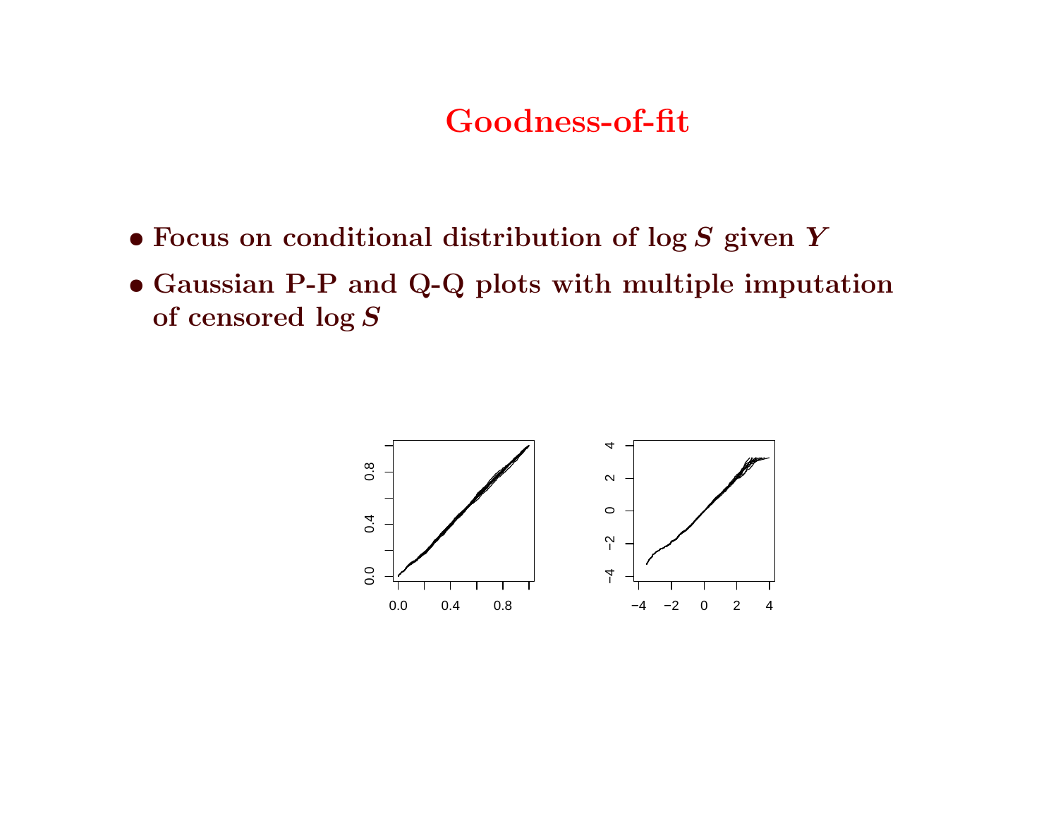# Goodness-of-fit

- Focus on conditional distribution of $\log S$ given $Y$
- Gaussian P-P and Q-Q plots with multiple imputation of censored $\log S$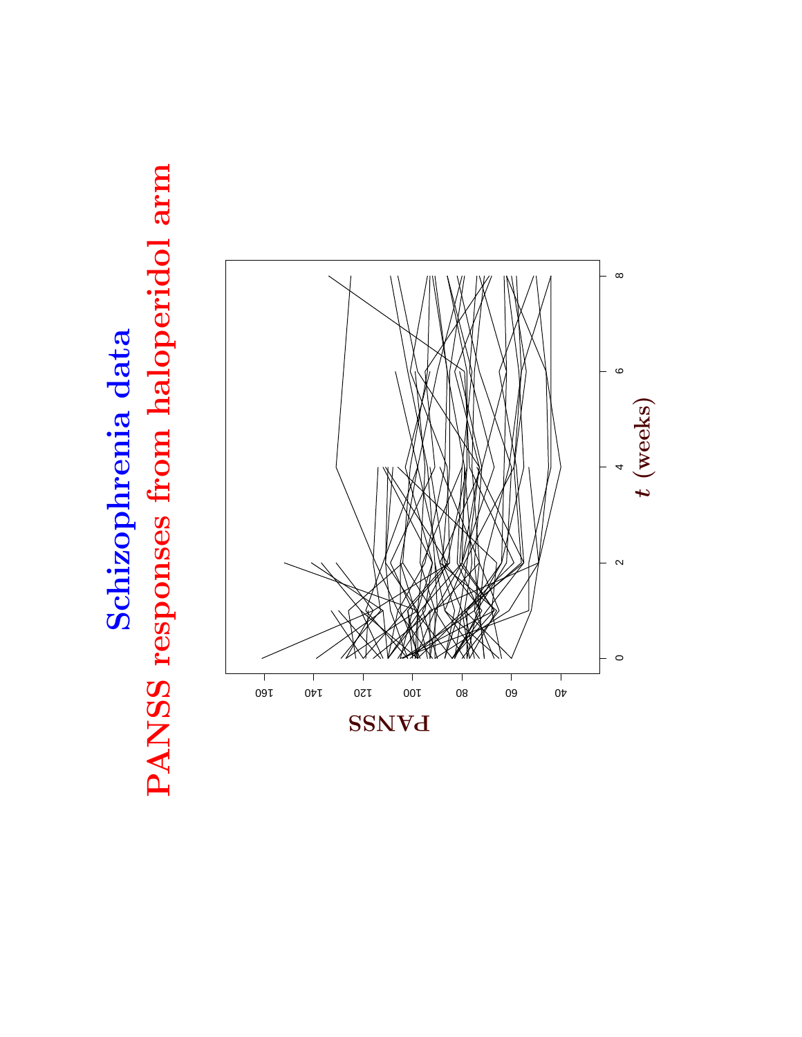# Schizophrenia data

## PANSS responses from haloperidol arm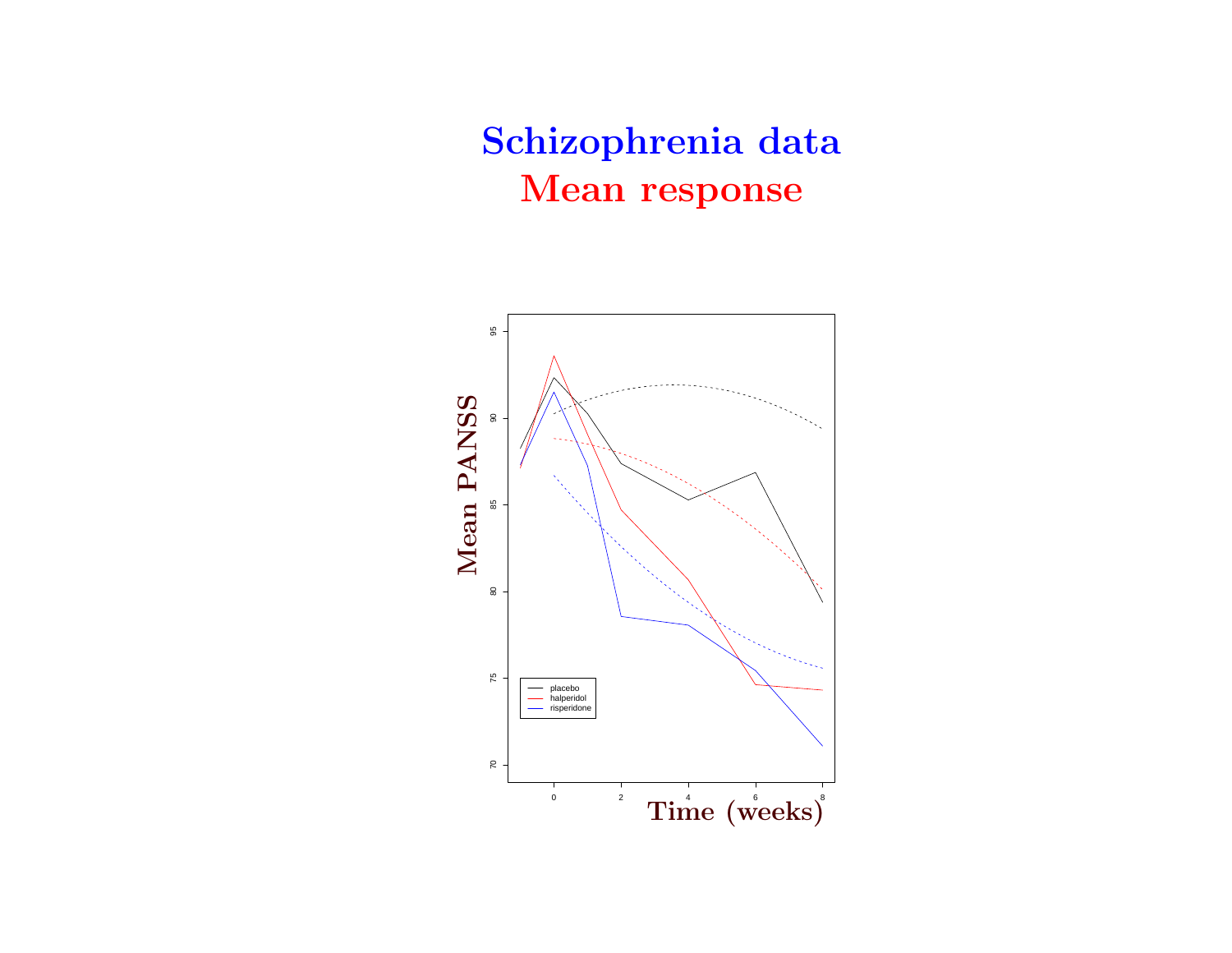# Schizophrenia data

## Mean response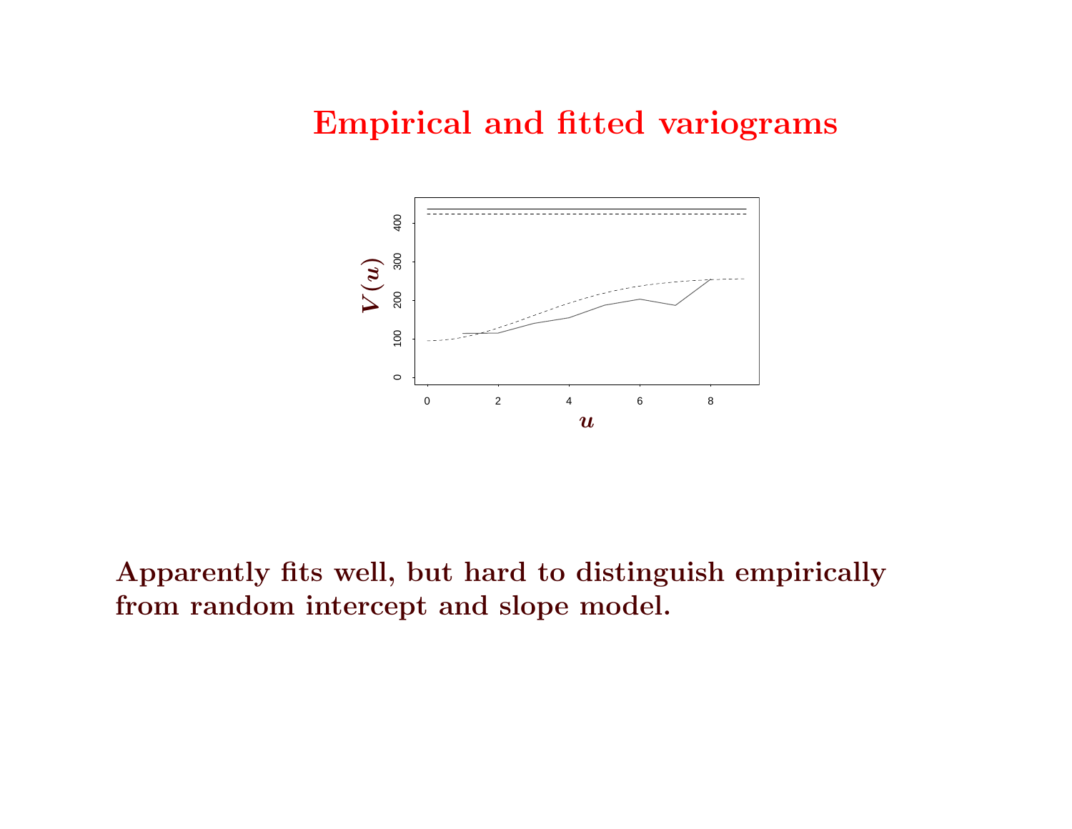# Empirical and fitted variograms

Apparently fits well, but hard to distinguish empirically from random intercept and slope model.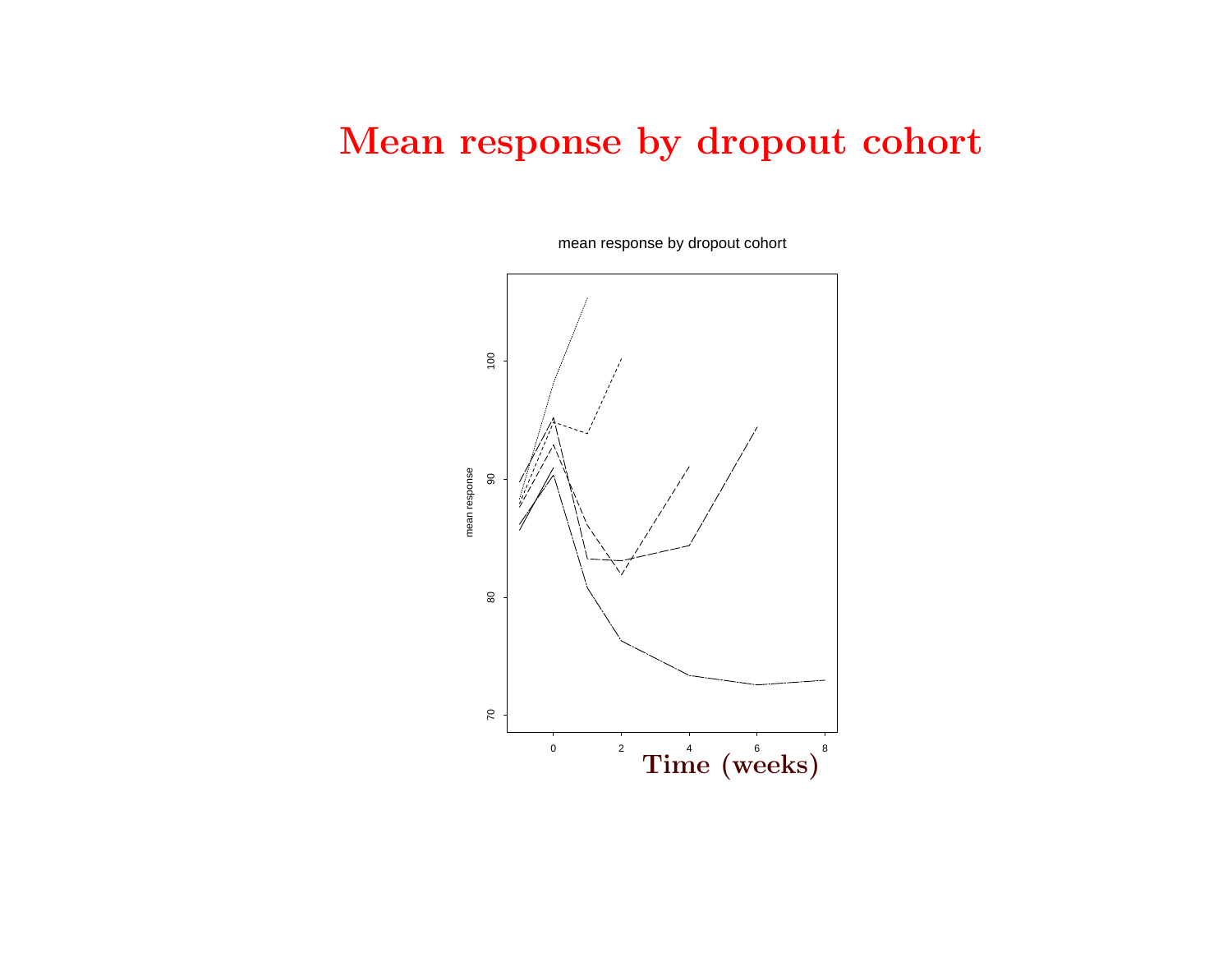# Mean response by dropout cohort

mean response by dropout cohort

**Time (weeks)**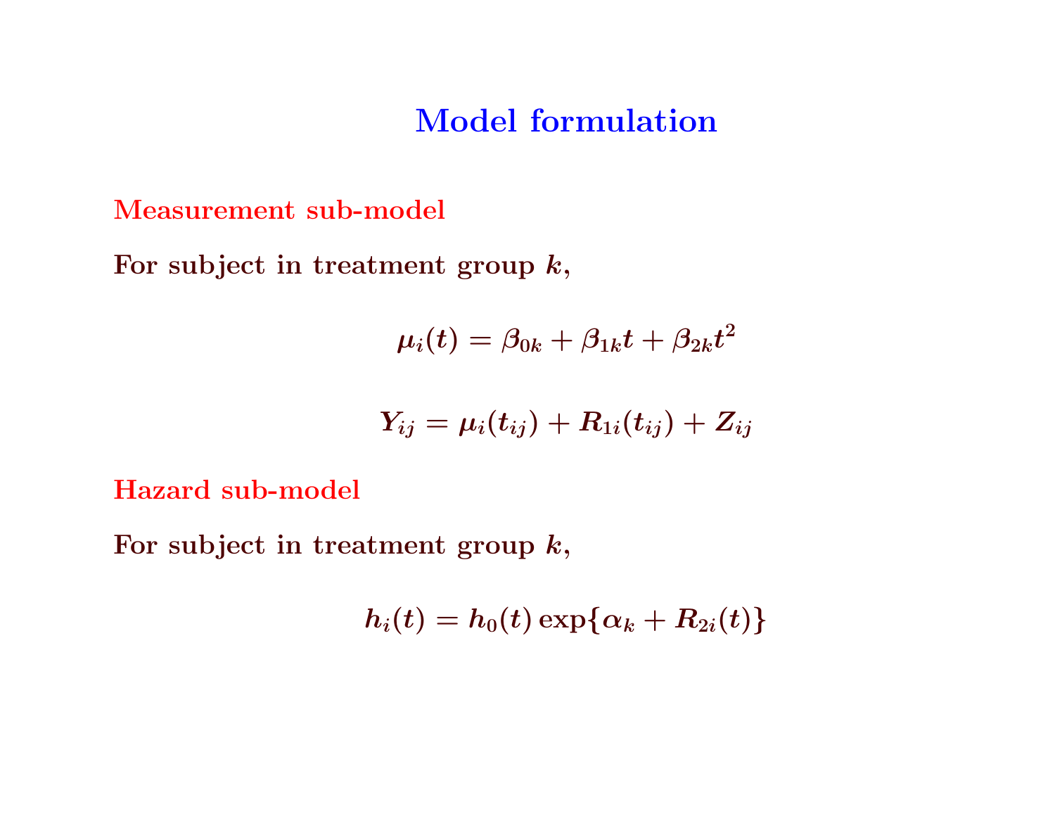# Model formulation

## Measurement sub-model

For subject in treatment group $k$,

$$\mu_i(t) = \beta_{0k} + \beta_{1k}t + \beta_{2k}t^2$$

$$Y_{ij} = \mu_i(t_{ij}) + R_{1i}(t_{ij}) + Z_{ij}$$

## Hazard sub-model

For subject in treatment group $k$,

$$h_i(t) = h_0(t) \exp\{\alpha_k + R_{2i}(t)\}$$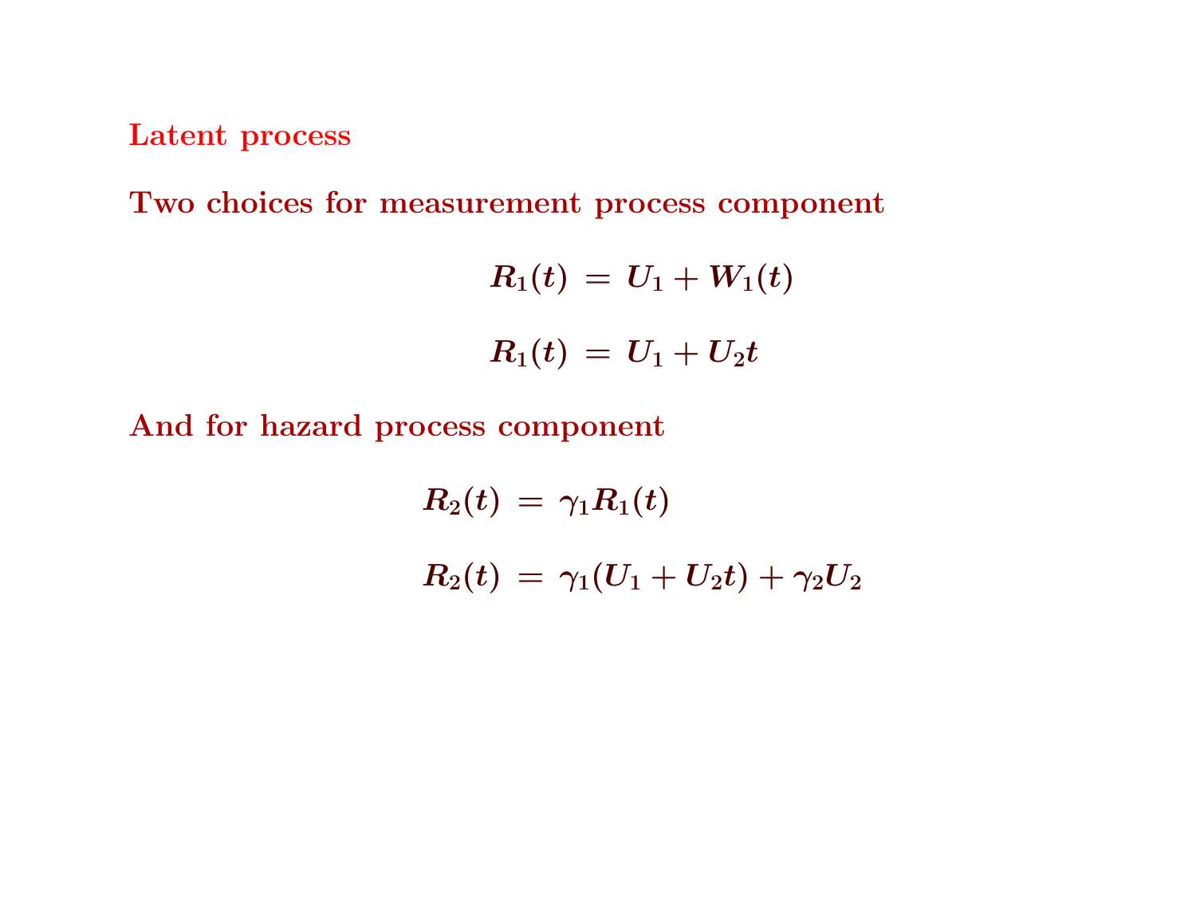## Latent process

**Two choices for measurement process component**

$$R_1(t) = U_1 + W_1(t)$$

$$R_1(t) = U_1 + U_2 t$$

**And for hazard process component**

$$R_2(t) = \gamma_1 R_1(t)$$

$$R_2(t) = \gamma_1 (U_1 + U_2 t) + \gamma_2 U_2$$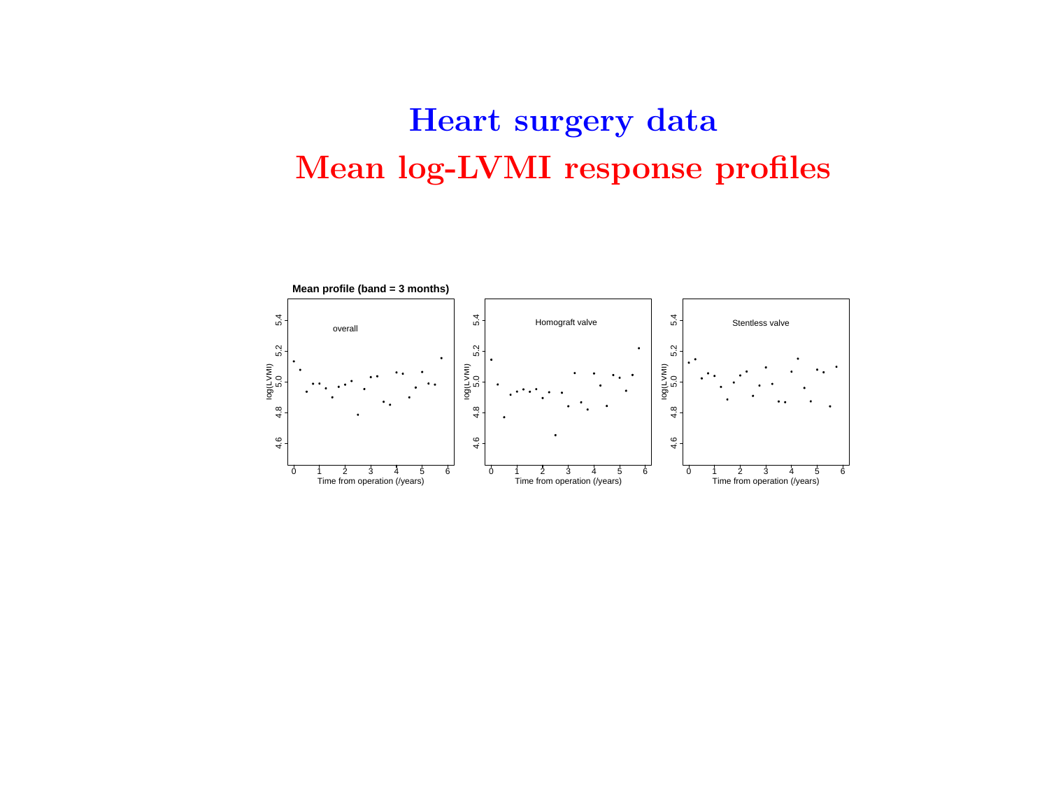# Heart surgery data

## Mean log-LVMI response profiles

**Mean profile (band = 3 months)**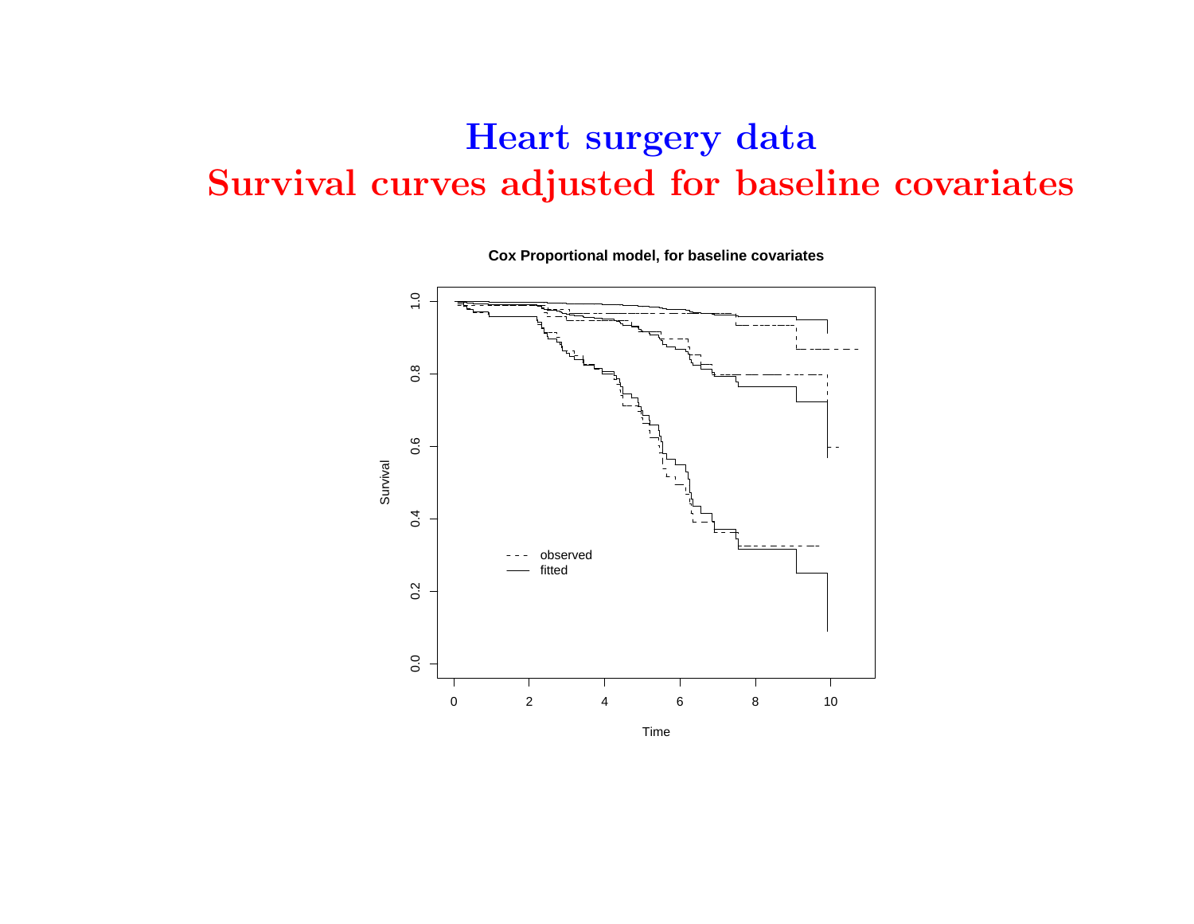# Heart surgery data

## Survival curves adjusted for baseline covariates

**Cox Proportional model, for baseline covariates**

Survival

Time

- - - observed
—— fitted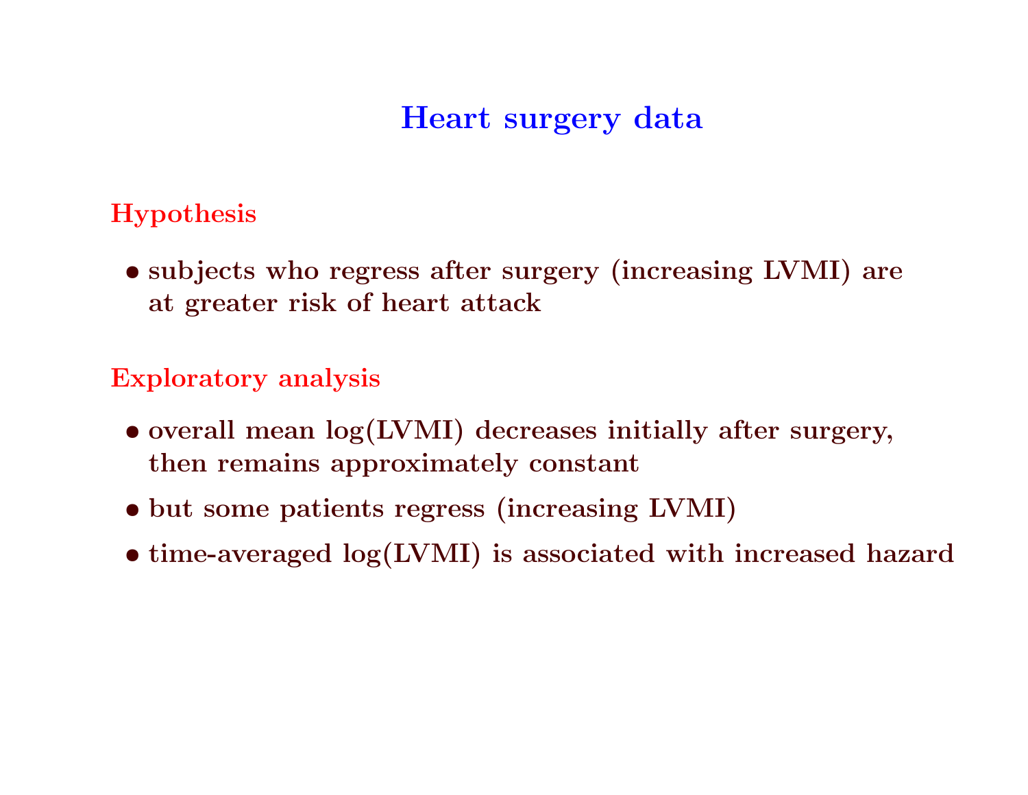# Heart surgery data

## Hypothesis

- subjects who regress after surgery (increasing LVMI) are at greater risk of heart attack

## Exploratory analysis

- overall mean log(LVMI) decreases initially after surgery, then remains approximately constant
- but some patients regress (increasing LVMI)
- time-averaged log(LVMI) is associated with increased hazard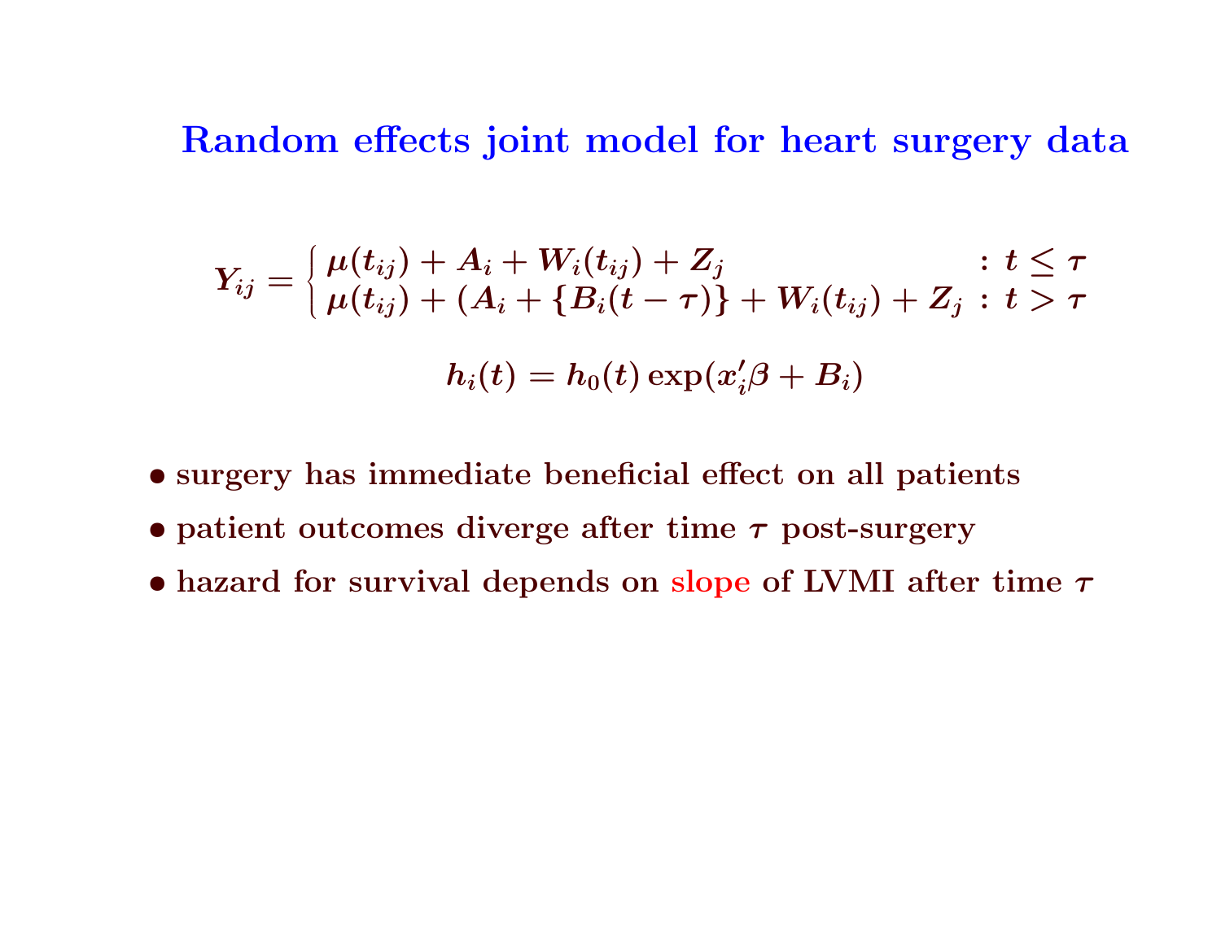## Random effects joint model for heart surgery data

$$
Y_{ij} = \begin{cases} \mu(t_{ij}) + A_i + W_i(t_{ij}) + Z_j & : t \leq \tau \\ \mu(t_{ij}) + (A_i + \{B_i(t-\tau)\} + W_i(t_{ij}) + Z_j & : t > \tau \end{cases}
$$

$$
h_i(t) = h_0(t)\exp(x_i'\beta + B_i)
$$

- surgery has immediate beneficial effect on all patients
- patient outcomes diverge after time $\tau$ post-surgery
- hazard for survival depends on slope of LVMI after time $\tau$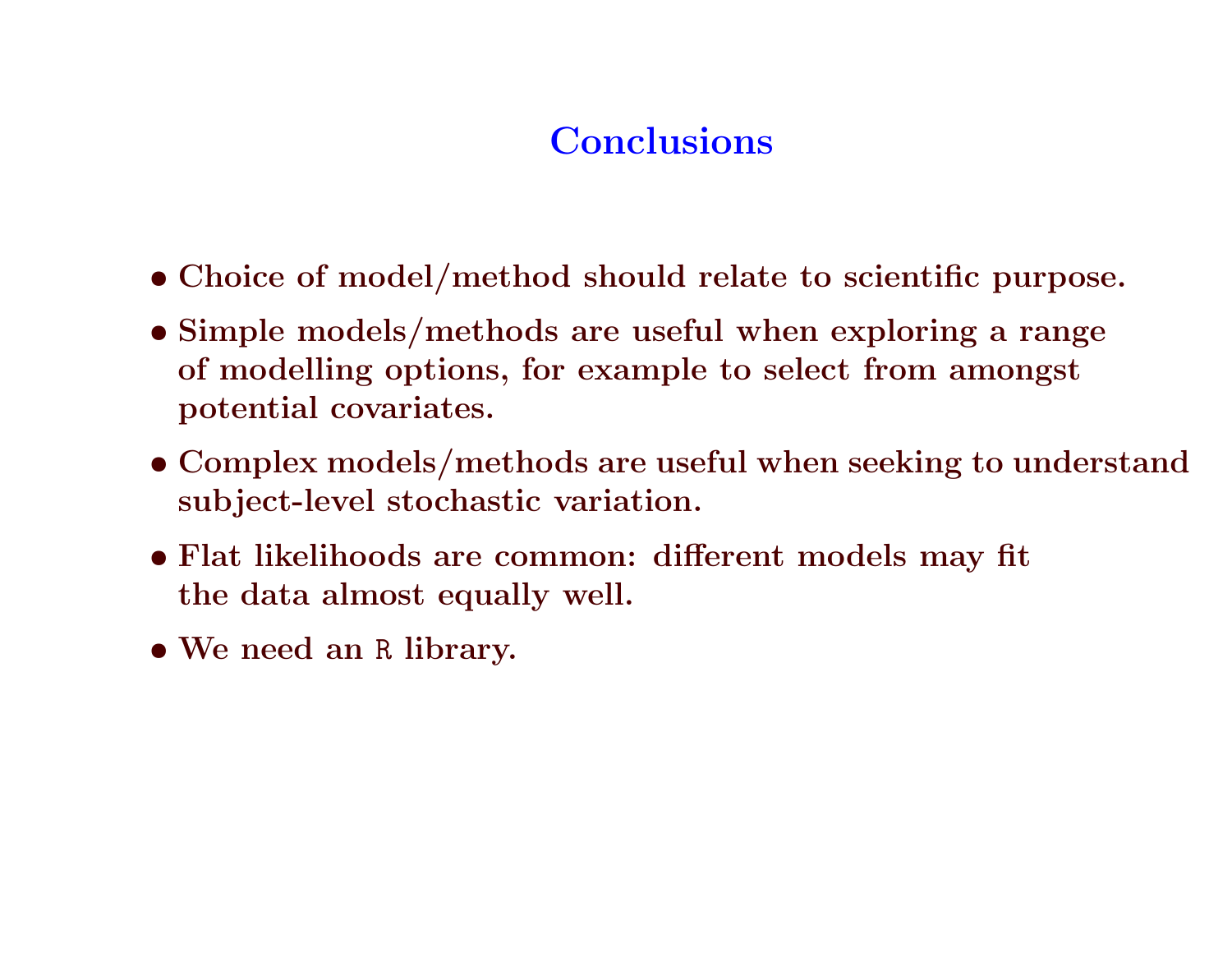# Conclusions

- Choice of model/method should relate to scientific purpose.
- Simple models/methods are useful when exploring a range of modelling options, for example to select from amongst potential covariates.
- Complex models/methods are useful when seeking to understand subject-level stochastic variation.
- Flat likelihoods are common: different models may fit the data almost equally well.
- We need an `R` library.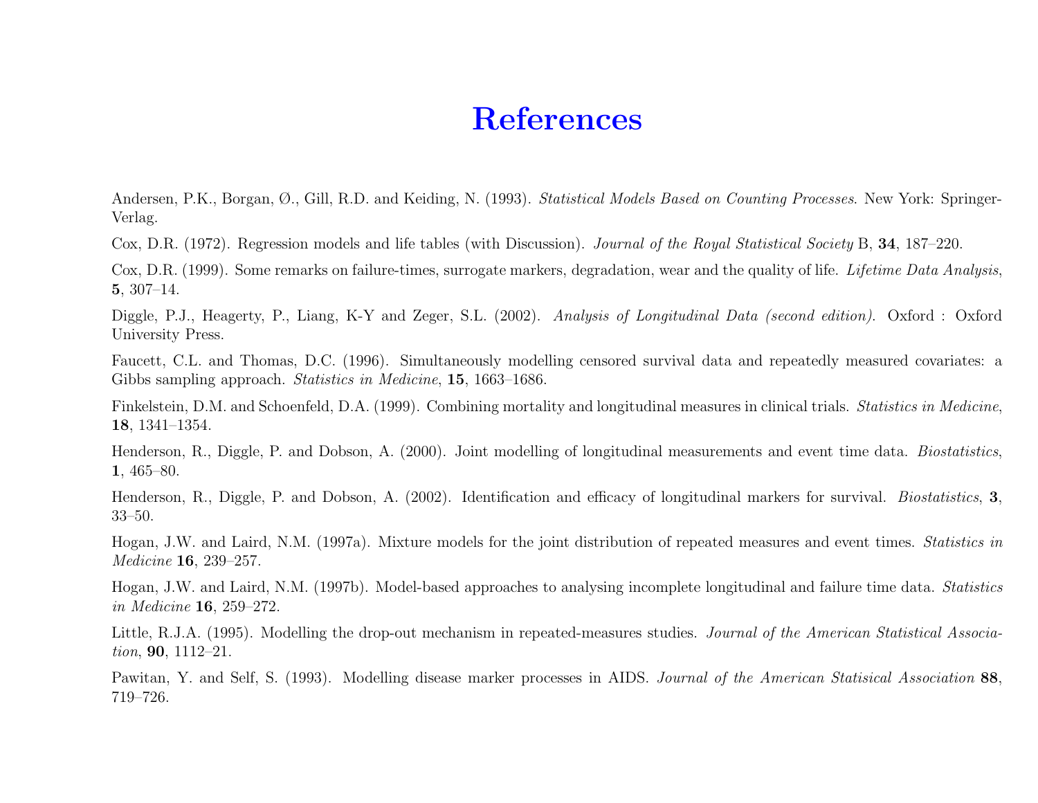# References

Andersen, P.K., Borgan, Ø., Gill, R.D. and Keiding, N. (1993). *Statistical Models Based on Counting Processes*. New York: Springer-Verlag.

Cox, D.R. (1972). Regression models and life tables (with Discussion). *Journal of the Royal Statistical Society* B, **34**, 187–220.

Cox, D.R. (1999). Some remarks on failure-times, surrogate markers, degradation, wear and the quality of life. *Lifetime Data Analysis*, **5**, 307–14.

Diggle, P.J., Heagerty, P., Liang, K-Y and Zeger, S.L. (2002). *Analysis of Longitudinal Data (second edition)*. Oxford : Oxford University Press.

Faucett, C.L. and Thomas, D.C. (1996). Simultaneously modelling censored survival data and repeatedly measured covariates: a Gibbs sampling approach. *Statistics in Medicine*, **15**, 1663–1686.

Finkelstein, D.M. and Schoenfeld, D.A. (1999). Combining mortality and longitudinal measures in clinical trials. *Statistics in Medicine*, **18**, 1341–1354.

Henderson, R., Diggle, P. and Dobson, A. (2000). Joint modelling of longitudinal measurements and event time data. *Biostatistics*, **1**, 465–80.

Henderson, R., Diggle, P. and Dobson, A. (2002). Identification and efficacy of longitudinal markers for survival. *Biostatistics*, **3**, 33–50.

Hogan, J.W. and Laird, N.M. (1997a). Mixture models for the joint distribution of repeated measures and event times. *Statistics in Medicine* **16**, 239–257.

Hogan, J.W. and Laird, N.M. (1997b). Model-based approaches to analysing incomplete longitudinal and failure time data. *Statistics in Medicine* **16**, 259–272.

Little, R.J.A. (1995). Modelling the drop-out mechanism in repeated-measures studies. *Journal of the American Statistical Association*, **90**, 1112–21.

Pawitan, Y. and Self, S. (1993). Modelling disease marker processes in AIDS. *Journal of the American Statisical Association* **88**, 719–726.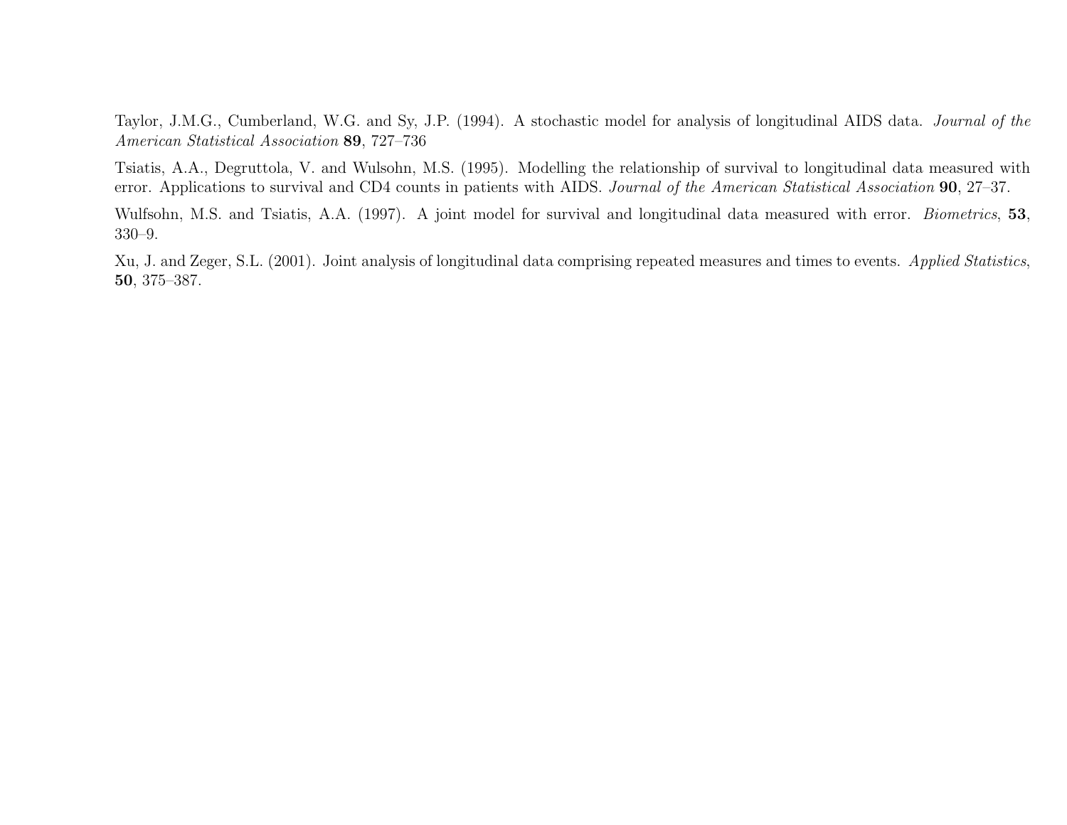Taylor, J.M.G., Cumberland, W.G. and Sy, J.P. (1994). A stochastic model for analysis of longitudinal AIDS data. *Journal of the American Statistical Association* **89**, 727–736

Tsiatis, A.A., Degruttola, V. and Wulsohn, M.S. (1995). Modelling the relationship of survival to longitudinal data measured with error. Applications to survival and CD4 counts in patients with AIDS. *Journal of the American Statistical Association* **90**, 27–37.

Wulfsohn, M.S. and Tsiatis, A.A. (1997). A joint model for survival and longitudinal data measured with error. *Biometrics*, **53**, 330–9.

Xu, J. and Zeger, S.L. (2001). Joint analysis of longitudinal data comprising repeated measures and times to events. *Applied Statistics*, **50**, 375–387.